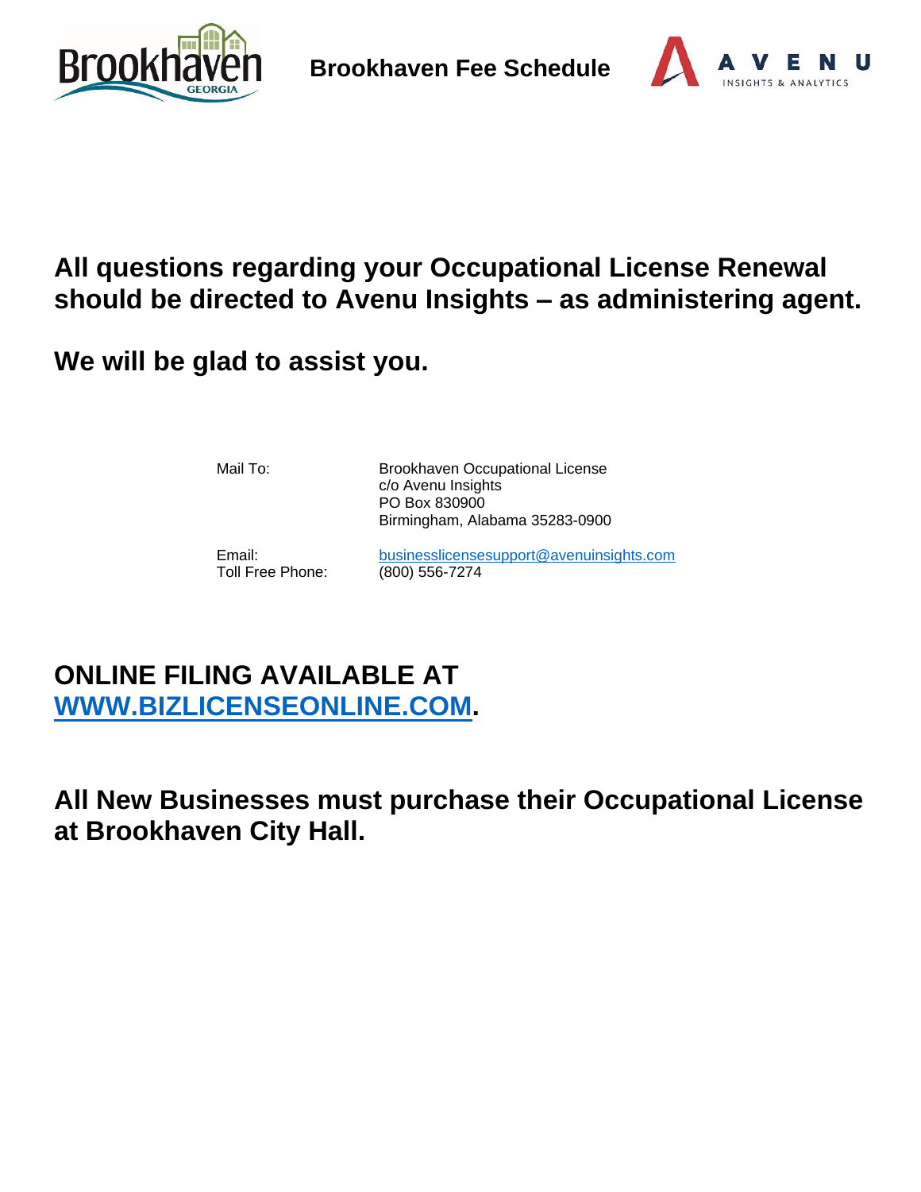# Brookhaven Fee Schedule

## All questions regarding your Occupational License Renewal should be directed to Avenu Insights – as administering agent.

## We will be glad to assist you.

| | |
|---|---|
| Mail To: | Brookhaven Occupational License<br>c/o Avenu Insights<br>PO Box 830900<br>Birmingham, Alabama 35283-0900 |
| Email: | businesslicensesupport@avenuinsights.com |
| Toll Free Phone: | (800) 556-7274 |

## ONLINE FILING AVAILABLE AT WWW.BIZLICENSEONLINE.COM.

## All New Businesses must purchase their Occupational License at Brookhaven City Hall.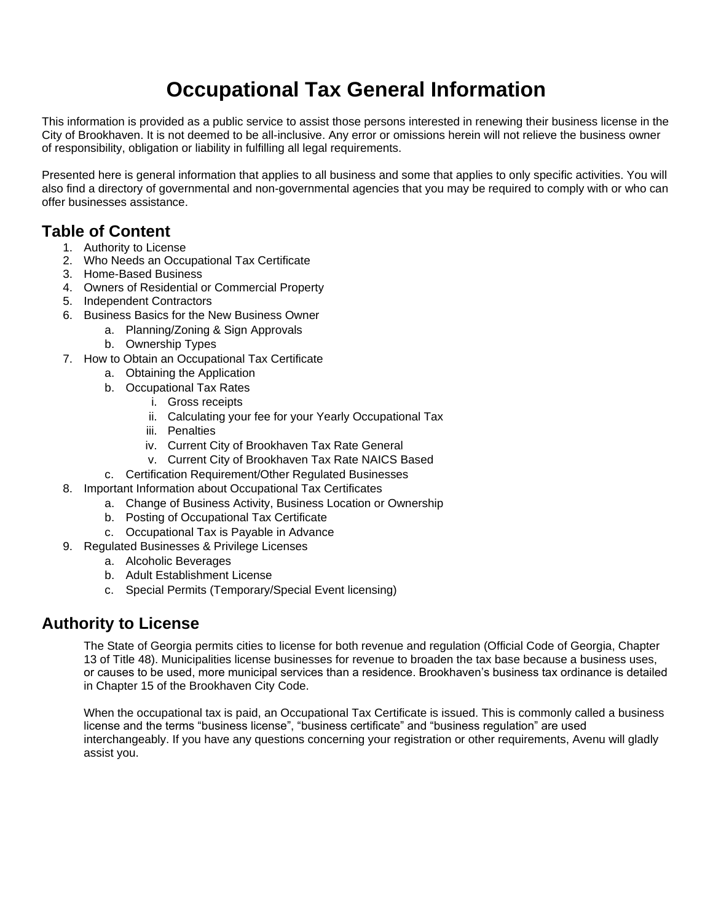# Occupational Tax General Information

This information is provided as a public service to assist those persons interested in renewing their business license in the City of Brookhaven. It is not deemed to be all-inclusive. Any error or omissions herein will not relieve the business owner of responsibility, obligation or liability in fulfilling all legal requirements.

Presented here is general information that applies to all business and some that applies to only specific activities. You will also find a directory of governmental and non-governmental agencies that you may be required to comply with or who can offer businesses assistance.

## Table of Content

1. Authority to License
2. Who Needs an Occupational Tax Certificate
3. Home-Based Business
4. Owners of Residential or Commercial Property
5. Independent Contractors
6. Business Basics for the New Business Owner
   a. Planning/Zoning & Sign Approvals
   b. Ownership Types
7. How to Obtain an Occupational Tax Certificate
   a. Obtaining the Application
   b. Occupational Tax Rates
      i. Gross receipts
      ii. Calculating your fee for your Yearly Occupational Tax
      iii. Penalties
      iv. Current City of Brookhaven Tax Rate General
      v. Current City of Brookhaven Tax Rate NAICS Based
   c. Certification Requirement/Other Regulated Businesses
8. Important Information about Occupational Tax Certificates
   a. Change of Business Activity, Business Location or Ownership
   b. Posting of Occupational Tax Certificate
   c. Occupational Tax is Payable in Advance
9. Regulated Businesses & Privilege Licenses
   a. Alcoholic Beverages
   b. Adult Establishment License
   c. Special Permits (Temporary/Special Event licensing)

## Authority to License

The State of Georgia permits cities to license for both revenue and regulation (Official Code of Georgia, Chapter 13 of Title 48). Municipalities license businesses for revenue to broaden the tax base because a business uses, or causes to be used, more municipal services than a residence. Brookhaven's business tax ordinance is detailed in Chapter 15 of the Brookhaven City Code.

When the occupational tax is paid, an Occupational Tax Certificate is issued. This is commonly called a business license and the terms "business license", "business certificate" and "business regulation" are used interchangeably. If you have any questions concerning your registration or other requirements, Avenu will gladly assist you.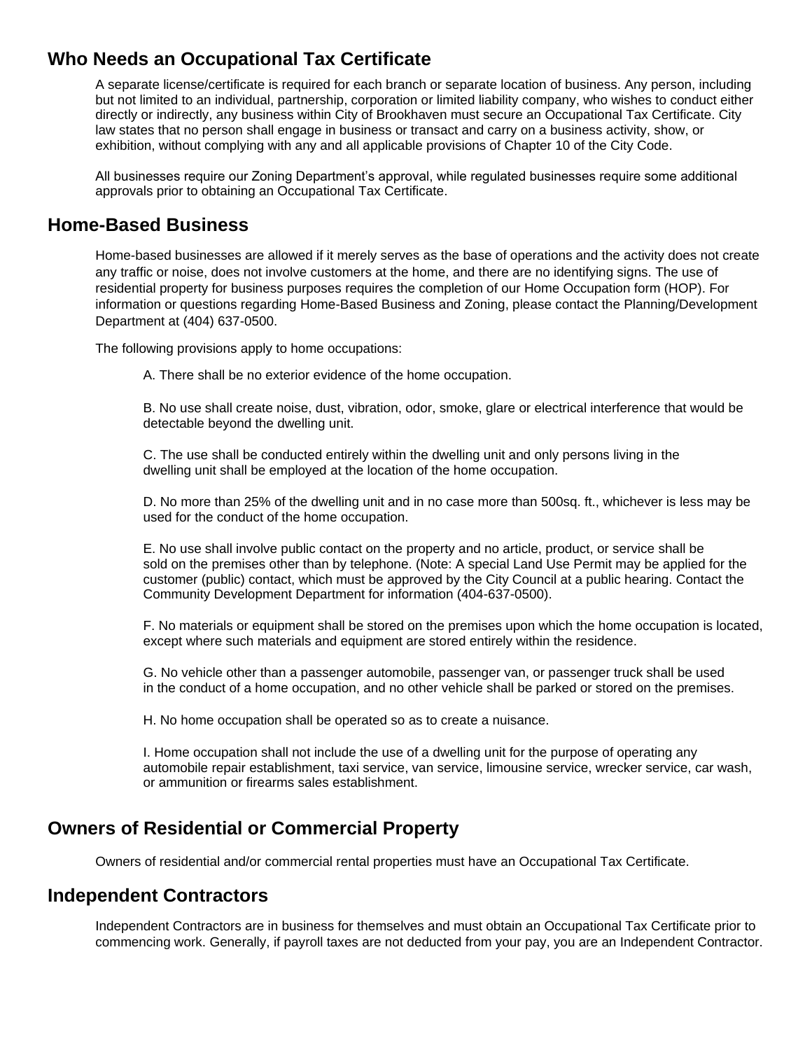## Who Needs an Occupational Tax Certificate

A separate license/certificate is required for each branch or separate location of business. Any person, including but not limited to an individual, partnership, corporation or limited liability company, who wishes to conduct either directly or indirectly, any business within City of Brookhaven must secure an Occupational Tax Certificate. City law states that no person shall engage in business or transact and carry on a business activity, show, or exhibition, without complying with any and all applicable provisions of Chapter 10 of the City Code.

All businesses require our Zoning Department's approval, while regulated businesses require some additional approvals prior to obtaining an Occupational Tax Certificate.

## Home-Based Business

Home-based businesses are allowed if it merely serves as the base of operations and the activity does not create any traffic or noise, does not involve customers at the home, and there are no identifying signs. The use of residential property for business purposes requires the completion of our Home Occupation form (HOP). For information or questions regarding Home-Based Business and Zoning, please contact the Planning/Development Department at (404) 637-0500.

The following provisions apply to home occupations:

A. There shall be no exterior evidence of the home occupation.

B. No use shall create noise, dust, vibration, odor, smoke, glare or electrical interference that would be detectable beyond the dwelling unit.

C. The use shall be conducted entirely within the dwelling unit and only persons living in the dwelling unit shall be employed at the location of the home occupation.

D. No more than 25% of the dwelling unit and in no case more than 500sq. ft., whichever is less may be used for the conduct of the home occupation.

E. No use shall involve public contact on the property and no article, product, or service shall be sold on the premises other than by telephone. (Note: A special Land Use Permit may be applied for the customer (public) contact, which must be approved by the City Council at a public hearing. Contact the Community Development Department for information (404-637-0500).

F. No materials or equipment shall be stored on the premises upon which the home occupation is located, except where such materials and equipment are stored entirely within the residence.

G. No vehicle other than a passenger automobile, passenger van, or passenger truck shall be used in the conduct of a home occupation, and no other vehicle shall be parked or stored on the premises.

H. No home occupation shall be operated so as to create a nuisance.

I. Home occupation shall not include the use of a dwelling unit for the purpose of operating any automobile repair establishment, taxi service, van service, limousine service, wrecker service, car wash, or ammunition or firearms sales establishment.

## Owners of Residential or Commercial Property

Owners of residential and/or commercial rental properties must have an Occupational Tax Certificate.

## Independent Contractors

Independent Contractors are in business for themselves and must obtain an Occupational Tax Certificate prior to commencing work. Generally, if payroll taxes are not deducted from your pay, you are an Independent Contractor.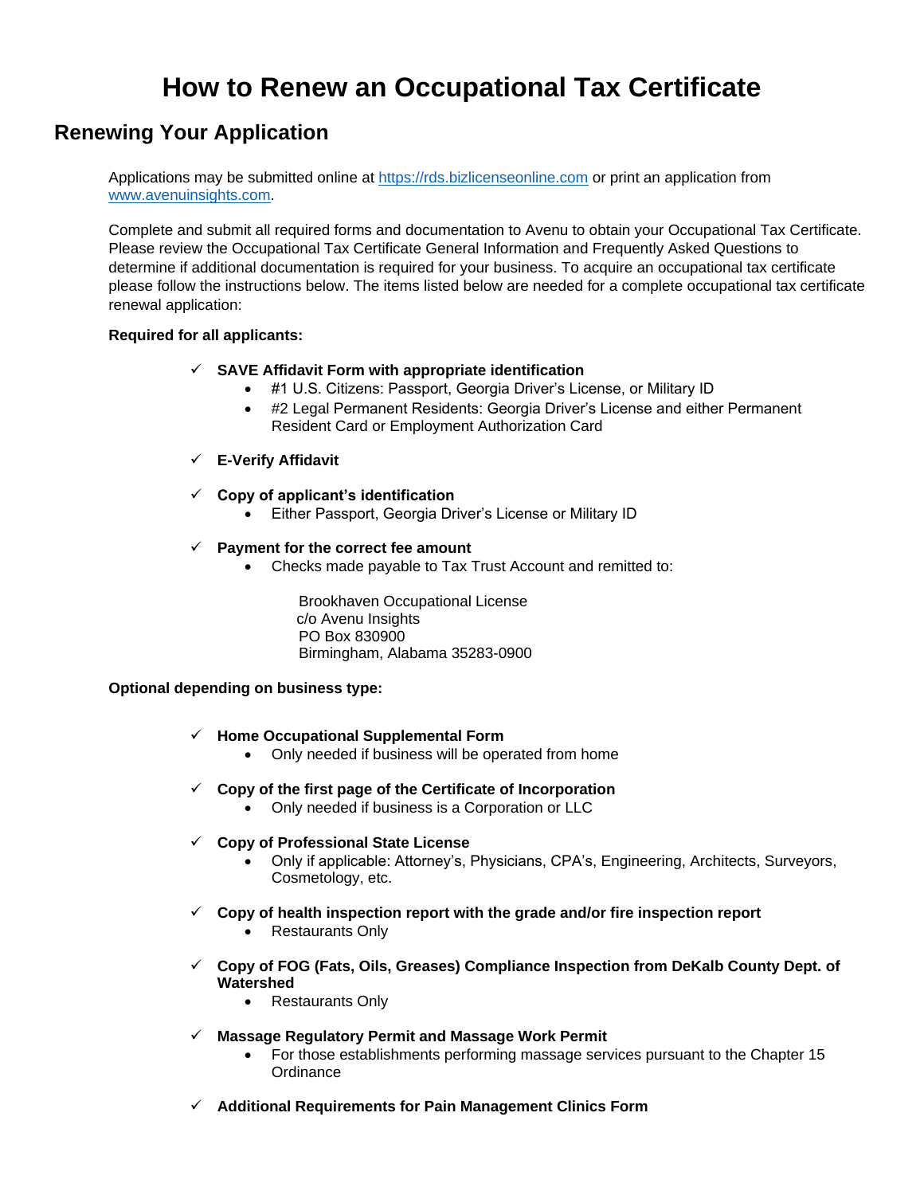# How to Renew an Occupational Tax Certificate

## Renewing Your Application

Applications may be submitted online at https://rds.bizlicenseonline.com or print an application from www.avenuinsights.com.

Complete and submit all required forms and documentation to Avenu to obtain your Occupational Tax Certificate. Please review the Occupational Tax Certificate General Information and Frequently Asked Questions to determine if additional documentation is required for your business. To acquire an occupational tax certificate please follow the instructions below. The items listed below are needed for a complete occupational tax certificate renewal application:

**Required for all applicants:**

- ✓ **SAVE Affidavit Form with appropriate identification**
  - #1 U.S. Citizens: Passport, Georgia Driver's License, or Military ID
  - #2 Legal Permanent Residents: Georgia Driver's License and either Permanent Resident Card or Employment Authorization Card
- ✓ **E-Verify Affidavit**
- ✓ **Copy of applicant's identification**
  - Either Passport, Georgia Driver's License or Military ID
- ✓ **Payment for the correct fee amount**
  - Checks made payable to Tax Trust Account and remitted to:

    Brookhaven Occupational License
    c/o Avenu Insights
    PO Box 830900
    Birmingham, Alabama 35283-0900

**Optional depending on business type:**

- ✓ **Home Occupational Supplemental Form**
  - Only needed if business will be operated from home
- ✓ **Copy of the first page of the Certificate of Incorporation**
  - Only needed if business is a Corporation or LLC
- ✓ **Copy of Professional State License**
  - Only if applicable: Attorney's, Physicians, CPA's, Engineering, Architects, Surveyors, Cosmetology, etc.
- ✓ **Copy of health inspection report with the grade and/or fire inspection report**
  - Restaurants Only
- ✓ **Copy of FOG (Fats, Oils, Greases) Compliance Inspection from DeKalb County Dept. of Watershed**
  - Restaurants Only
- ✓ **Massage Regulatory Permit and Massage Work Permit**
  - For those establishments performing massage services pursuant to the Chapter 15 Ordinance
- ✓ **Additional Requirements for Pain Management Clinics Form**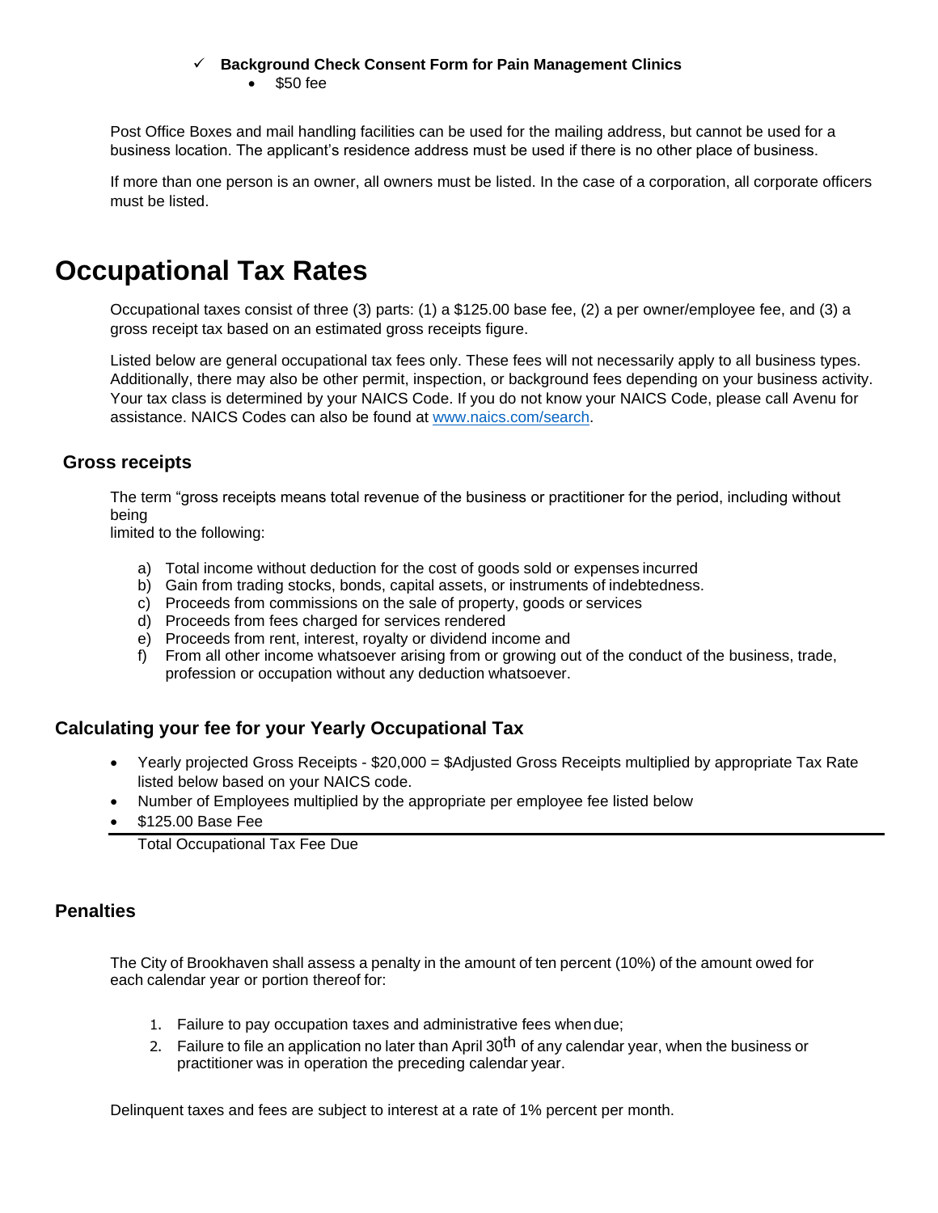- **Background Check Consent Form for Pain Management Clinics**
    - $50 fee

Post Office Boxes and mail handling facilities can be used for the mailing address, but cannot be used for a business location. The applicant's residence address must be used if there is no other place of business.

If more than one person is an owner, all owners must be listed. In the case of a corporation, all corporate officers must be listed.

# Occupational Tax Rates

Occupational taxes consist of three (3) parts: (1) a $125.00 base fee, (2) a per owner/employee fee, and (3) a gross receipt tax based on an estimated gross receipts figure.

Listed below are general occupational tax fees only. These fees will not necessarily apply to all business types. Additionally, there may also be other permit, inspection, or background fees depending on your business activity. Your tax class is determined by your NAICS Code. If you do not know your NAICS Code, please call Avenu for assistance. NAICS Codes can also be found at www.naics.com/search.

## Gross receipts

The term "gross receipts means total revenue of the business or practitioner for the period, including without being
limited to the following:

a) Total income without deduction for the cost of goods sold or expenses incurred
b) Gain from trading stocks, bonds, capital assets, or instruments of indebtedness.
c) Proceeds from commissions on the sale of property, goods or services
d) Proceeds from fees charged for services rendered
e) Proceeds from rent, interest, royalty or dividend income and
f) From all other income whatsoever arising from or growing out of the conduct of the business, trade, profession or occupation without any deduction whatsoever.

## Calculating your fee for your Yearly Occupational Tax

- Yearly projected Gross Receipts - $20,000 = $Adjusted Gross Receipts multiplied by appropriate Tax Rate listed below based on your NAICS code.
- Number of Employees multiplied by the appropriate per employee fee listed below
- $125.00 Base Fee

Total Occupational Tax Fee Due

## Penalties

The City of Brookhaven shall assess a penalty in the amount of ten percent (10%) of the amount owed for each calendar year or portion thereof for:

1. Failure to pay occupation taxes and administrative fees when due;
2. Failure to file an application no later than April 30th of any calendar year, when the business or practitioner was in operation the preceding calendar year.

Delinquent taxes and fees are subject to interest at a rate of 1% percent per month.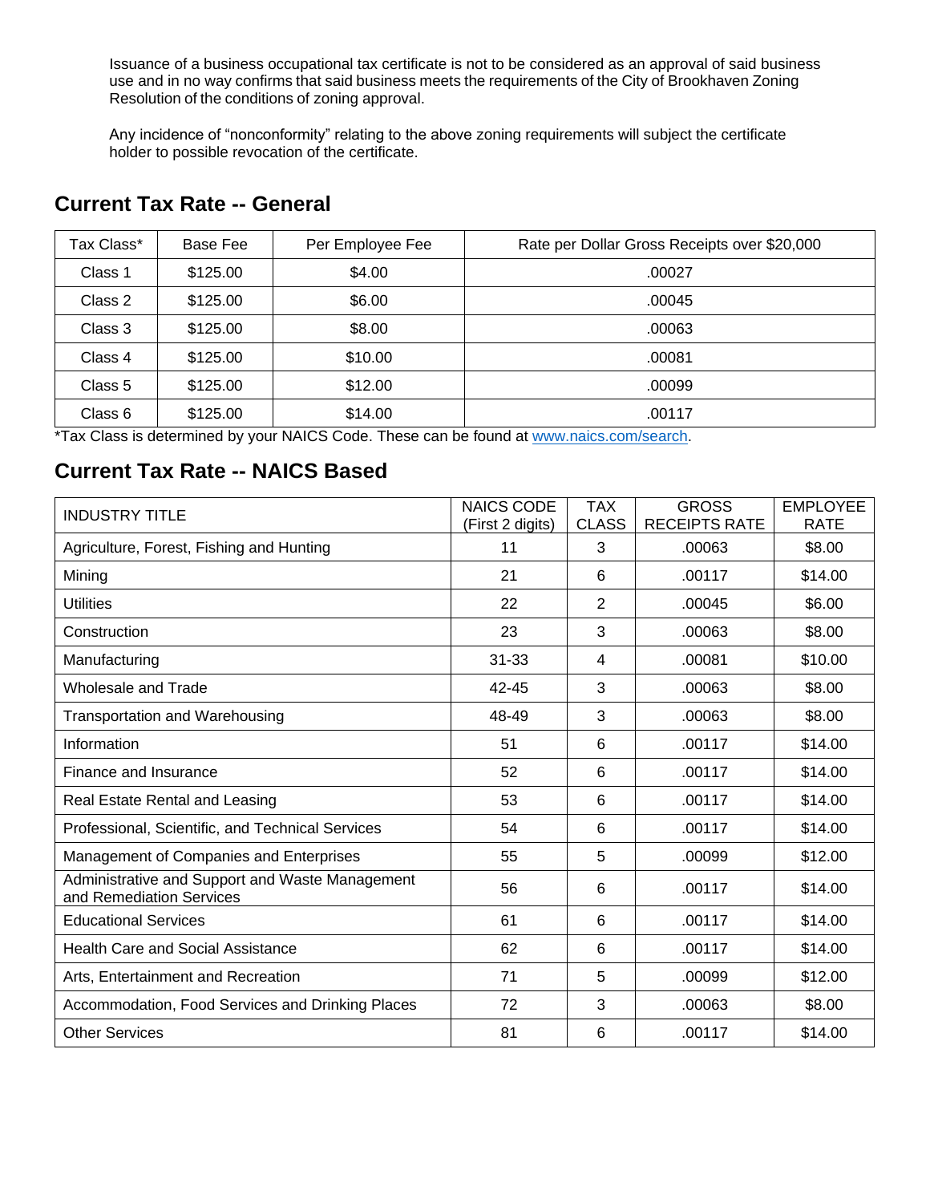Issuance of a business occupational tax certificate is not to be considered as an approval of said business use and in no way confirms that said business meets the requirements of the City of Brookhaven Zoning Resolution of the conditions of zoning approval.

Any incidence of “nonconformity” relating to the above zoning requirements will subject the certificate holder to possible revocation of the certificate.

## Current Tax Rate -- General

| Tax Class* | Base Fee | Per Employee Fee | Rate per Dollar Gross Receipts over $20,000 |
|---|---|---|---|
| Class 1 | $125.00 | $4.00 | .00027 |
| Class 2 | $125.00 | $6.00 | .00045 |
| Class 3 | $125.00 | $8.00 | .00063 |
| Class 4 | $125.00 | $10.00 | .00081 |
| Class 5 | $125.00 | $12.00 | .00099 |
| Class 6 | $125.00 | $14.00 | .00117 |

*Tax Class is determined by your NAICS Code. These can be found at www.naics.com/search.

## Current Tax Rate -- NAICS Based

| INDUSTRY TITLE | NAICS CODE (First 2 digits) | TAX CLASS | GROSS RECEIPTS RATE | EMPLOYEE RATE |
|---|---|---|---|---|
| Agriculture, Forest, Fishing and Hunting | 11 | 3 | .00063 | $8.00 |
| Mining | 21 | 6 | .00117 | $14.00 |
| Utilities | 22 | 2 | .00045 | $6.00 |
| Construction | 23 | 3 | .00063 | $8.00 |
| Manufacturing | 31-33 | 4 | .00081 | $10.00 |
| Wholesale and Trade | 42-45 | 3 | .00063 | $8.00 |
| Transportation and Warehousing | 48-49 | 3 | .00063 | $8.00 |
| Information | 51 | 6 | .00117 | $14.00 |
| Finance and Insurance | 52 | 6 | .00117 | $14.00 |
| Real Estate Rental and Leasing | 53 | 6 | .00117 | $14.00 |
| Professional, Scientific, and Technical Services | 54 | 6 | .00117 | $14.00 |
| Management of Companies and Enterprises | 55 | 5 | .00099 | $12.00 |
| Administrative and Support and Waste Management and Remediation Services | 56 | 6 | .00117 | $14.00 |
| Educational Services | 61 | 6 | .00117 | $14.00 |
| Health Care and Social Assistance | 62 | 6 | .00117 | $14.00 |
| Arts, Entertainment and Recreation | 71 | 5 | .00099 | $12.00 |
| Accommodation, Food Services and Drinking Places | 72 | 3 | .00063 | $8.00 |
| Other Services | 81 | 6 | .00117 | $14.00 |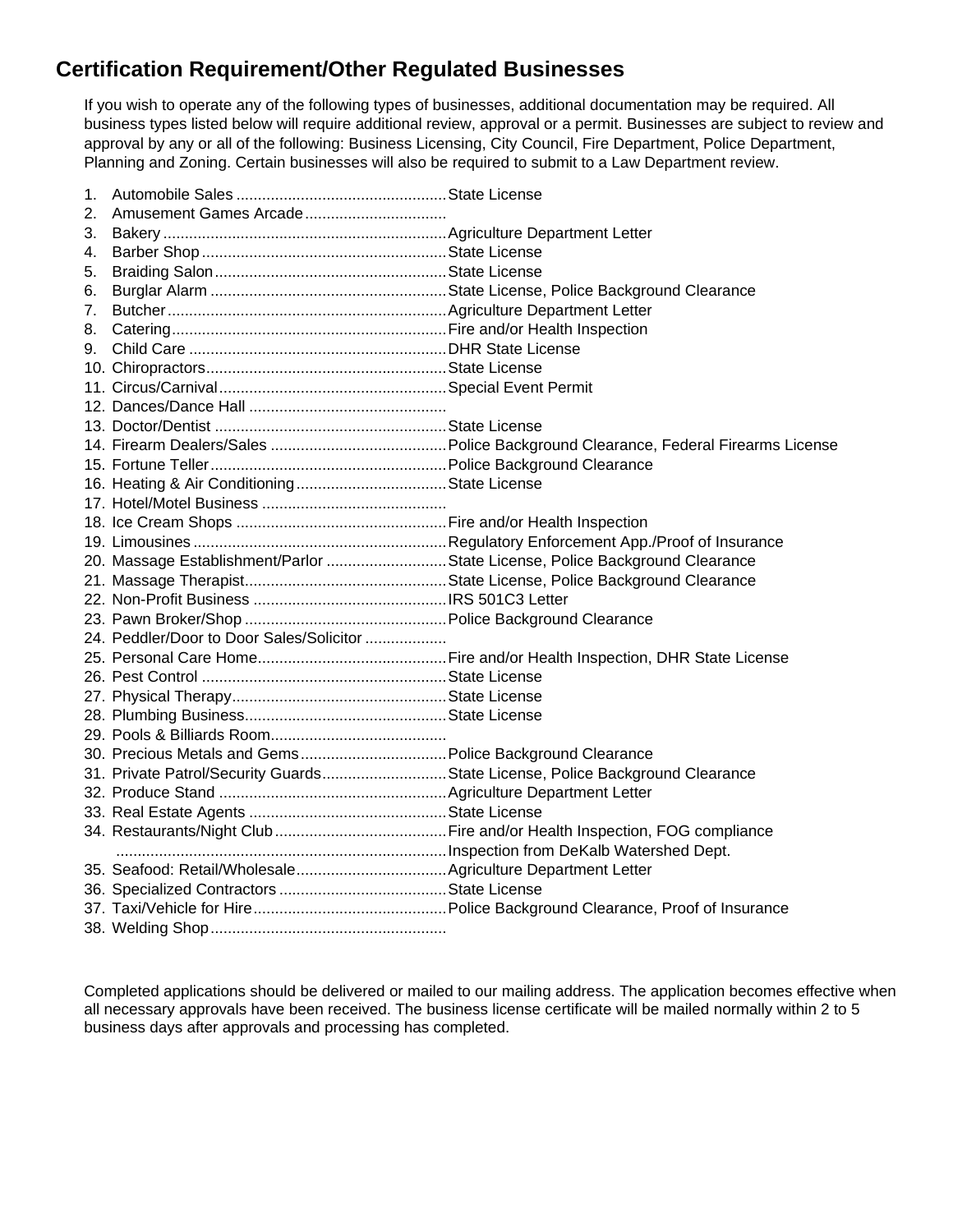## Certification Requirement/Other Regulated Businesses

If you wish to operate any of the following types of businesses, additional documentation may be required. All business types listed below will require additional review, approval or a permit. Businesses are subject to review and approval by any or all of the following: Business Licensing, City Council, Fire Department, Police Department, Planning and Zoning. Certain businesses will also be required to submit to a Law Department review.

1. Automobile Sales ................................................ State License
2. Amusement Games Arcade ................................
3. Bakery ................................................................ Agriculture Department Letter
4. Barber Shop ....................................................... State License
5. Braiding Salon .................................................... State License
6. Burglar Alarm ..................................................... State License, Police Background Clearance
7. Butcher ............................................................... Agriculture Department Letter
8. Catering .............................................................. Fire and/or Health Inspection
9. Child Care .......................................................... DHR State License
10. Chiropractors ...................................................... State License
11. Circus/Carnival ................................................... Special Event Permit
12. Dances/Dance Hall .............................................
13. Doctor/Dentist .................................................... State License
14. Firearm Dealers/Sales ........................................ Police Background Clearance, Federal Firearms License
15. Fortune Teller ..................................................... Police Background Clearance
16. Heating & Air Conditioning .................................. State License
17. Hotel/Motel Business ..........................................
18. Ice Cream Shops ................................................ Fire and/or Health Inspection
19. Limousines ......................................................... Regulatory Enforcement App./Proof of Insurance
20. Massage Establishment/Parlor ........................... State License, Police Background Clearance
21. Massage Therapist .............................................. State License, Police Background Clearance
22. Non-Profit Business ............................................ IRS 501C3 Letter
23. Pawn Broker/Shop .............................................. Police Background Clearance
24. Peddler/Door to Door Sales/Solicitor ..................
25. Personal Care Home ........................................... Fire and/or Health Inspection, DHR State License
26. Pest Control ........................................................ State License
27. Physical Therapy ................................................. State License
28. Plumbing Business .............................................. State License
29. Pools & Billiards Room ........................................
30. Precious Metals and Gems ................................. Police Background Clearance
31. Private Patrol/Security Guards ............................ State License, Police Background Clearance
32. Produce Stand .................................................... Agriculture Department Letter
33. Real Estate Agents ............................................. State License
34. Restaurants/Night Club ....................................... Fire and/or Health Inspection, FOG compliance ........................................................................... Inspection from DeKalb Watershed Dept.
35. Seafood: Retail/Wholesale .................................. Agriculture Department Letter
36. Specialized Contractors ...................................... State License
37. Taxi/Vehicle for Hire ............................................ Police Background Clearance, Proof of Insurance
38. Welding Shop ......................................................

Completed applications should be delivered or mailed to our mailing address. The application becomes effective when all necessary approvals have been received. The business license certificate will be mailed normally within 2 to 5 business days after approvals and processing has completed.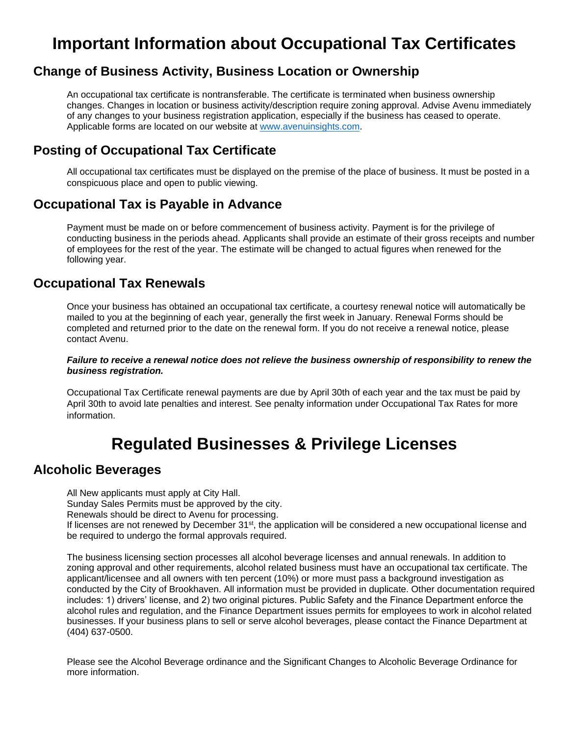# Important Information about Occupational Tax Certificates

## Change of Business Activity, Business Location or Ownership

An occupational tax certificate is nontransferable. The certificate is terminated when business ownership changes. Changes in location or business activity/description require zoning approval. Advise Avenu immediately of any changes to your business registration application, especially if the business has ceased to operate. Applicable forms are located on our website at [www.avenuinsights.com](www.avenuinsights.com).

## Posting of Occupational Tax Certificate

All occupational tax certificates must be displayed on the premise of the place of business. It must be posted in a conspicuous place and open to public viewing.

## Occupational Tax is Payable in Advance

Payment must be made on or before commencement of business activity. Payment is for the privilege of conducting business in the periods ahead. Applicants shall provide an estimate of their gross receipts and number of employees for the rest of the year. The estimate will be changed to actual figures when renewed for the following year.

## Occupational Tax Renewals

Once your business has obtained an occupational tax certificate, a courtesy renewal notice will automatically be mailed to you at the beginning of each year, generally the first week in January. Renewal Forms should be completed and returned prior to the date on the renewal form. If you do not receive a renewal notice, please contact Avenu.

***Failure to receive a renewal notice does not relieve the business ownership of responsibility to renew the business registration.***

Occupational Tax Certificate renewal payments are due by April 30th of each year and the tax must be paid by April 30th to avoid late penalties and interest. See penalty information under Occupational Tax Rates for more information.

# Regulated Businesses & Privilege Licenses

## Alcoholic Beverages

All New applicants must apply at City Hall.
Sunday Sales Permits must be approved by the city.
Renewals should be direct to Avenu for processing.
If licenses are not renewed by December 31st, the application will be considered a new occupational license and be required to undergo the formal approvals required.

The business licensing section processes all alcohol beverage licenses and annual renewals. In addition to zoning approval and other requirements, alcohol related business must have an occupational tax certificate. The applicant/licensee and all owners with ten percent (10%) or more must pass a background investigation as conducted by the City of Brookhaven. All information must be provided in duplicate. Other documentation required includes: 1) drivers' license, and 2) two original pictures. Public Safety and the Finance Department enforce the alcohol rules and regulation, and the Finance Department issues permits for employees to work in alcohol related businesses. If your business plans to sell or serve alcohol beverages, please contact the Finance Department at (404) 637-0500.

Please see the Alcohol Beverage ordinance and the Significant Changes to Alcoholic Beverage Ordinance for more information.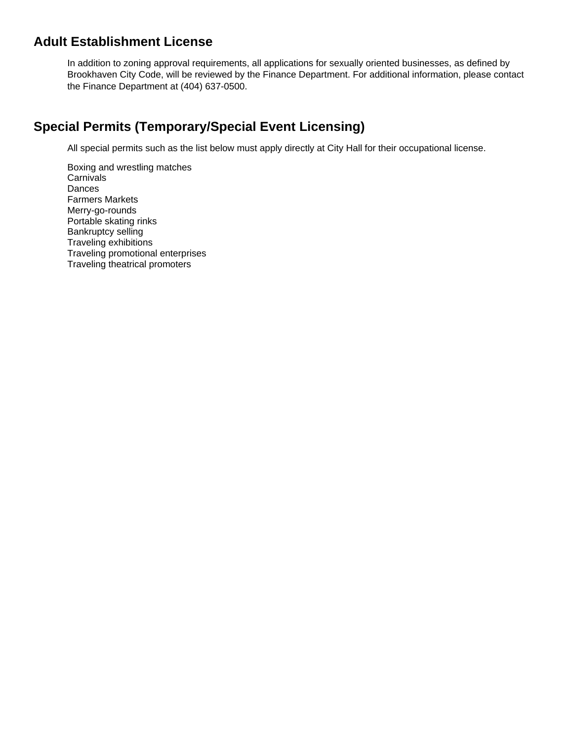## Adult Establishment License

In addition to zoning approval requirements, all applications for sexually oriented businesses, as defined by Brookhaven City Code, will be reviewed by the Finance Department. For additional information, please contact the Finance Department at (404) 637-0500.

## Special Permits (Temporary/Special Event Licensing)

All special permits such as the list below must apply directly at City Hall for their occupational license.

Boxing and wrestling matches
Carnivals
Dances
Farmers Markets
Merry-go-rounds
Portable skating rinks
Bankruptcy selling
Traveling exhibitions
Traveling promotional enterprises
Traveling theatrical promoters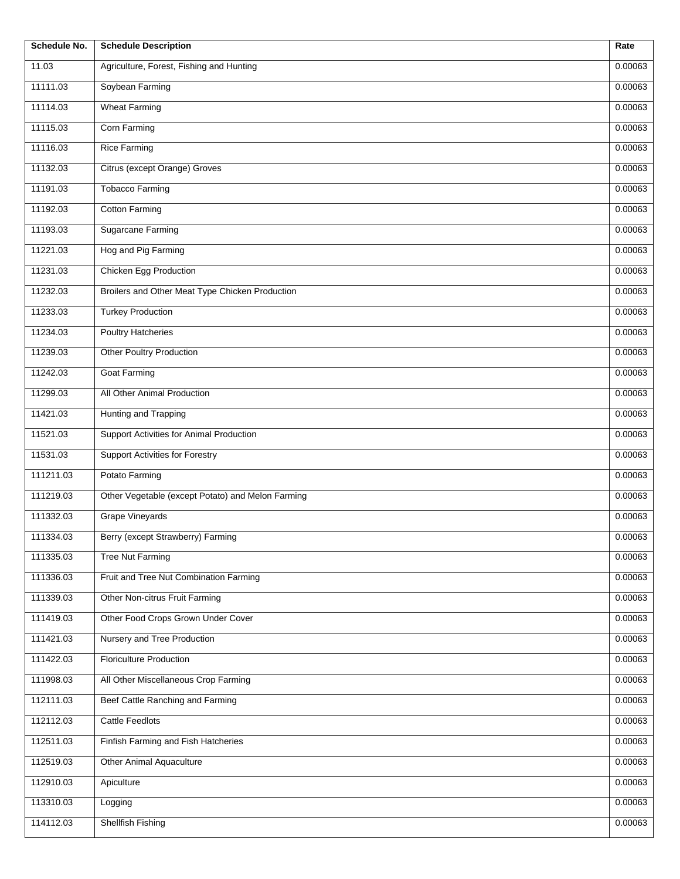| Schedule No. | Schedule Description | Rate |
| --- | --- | --- |
| 11.03 | Agriculture, Forest, Fishing and Hunting | 0.00063 |
| 11111.03 | Soybean Farming | 0.00063 |
| 11114.03 | Wheat Farming | 0.00063 |
| 11115.03 | Corn Farming | 0.00063 |
| 11116.03 | Rice Farming | 0.00063 |
| 11132.03 | Citrus (except Orange) Groves | 0.00063 |
| 11191.03 | Tobacco Farming | 0.00063 |
| 11192.03 | Cotton Farming | 0.00063 |
| 11193.03 | Sugarcane Farming | 0.00063 |
| 11221.03 | Hog and Pig Farming | 0.00063 |
| 11231.03 | Chicken Egg Production | 0.00063 |
| 11232.03 | Broilers and Other Meat Type Chicken Production | 0.00063 |
| 11233.03 | Turkey Production | 0.00063 |
| 11234.03 | Poultry Hatcheries | 0.00063 |
| 11239.03 | Other Poultry Production | 0.00063 |
| 11242.03 | Goat Farming | 0.00063 |
| 11299.03 | All Other Animal Production | 0.00063 |
| 11421.03 | Hunting and Trapping | 0.00063 |
| 11521.03 | Support Activities for Animal Production | 0.00063 |
| 11531.03 | Support Activities for Forestry | 0.00063 |
| 111211.03 | Potato Farming | 0.00063 |
| 111219.03 | Other Vegetable (except Potato) and Melon Farming | 0.00063 |
| 111332.03 | Grape Vineyards | 0.00063 |
| 111334.03 | Berry (except Strawberry) Farming | 0.00063 |
| 111335.03 | Tree Nut Farming | 0.00063 |
| 111336.03 | Fruit and Tree Nut Combination Farming | 0.00063 |
| 111339.03 | Other Non-citrus Fruit Farming | 0.00063 |
| 111419.03 | Other Food Crops Grown Under Cover | 0.00063 |
| 111421.03 | Nursery and Tree Production | 0.00063 |
| 111422.03 | Floriculture Production | 0.00063 |
| 111998.03 | All Other Miscellaneous Crop Farming | 0.00063 |
| 112111.03 | Beef Cattle Ranching and Farming | 0.00063 |
| 112112.03 | Cattle Feedlots | 0.00063 |
| 112511.03 | Finfish Farming and Fish Hatcheries | 0.00063 |
| 112519.03 | Other Animal Aquaculture | 0.00063 |
| 112910.03 | Apiculture | 0.00063 |
| 113310.03 | Logging | 0.00063 |
| 114112.03 | Shellfish Fishing | 0.00063 |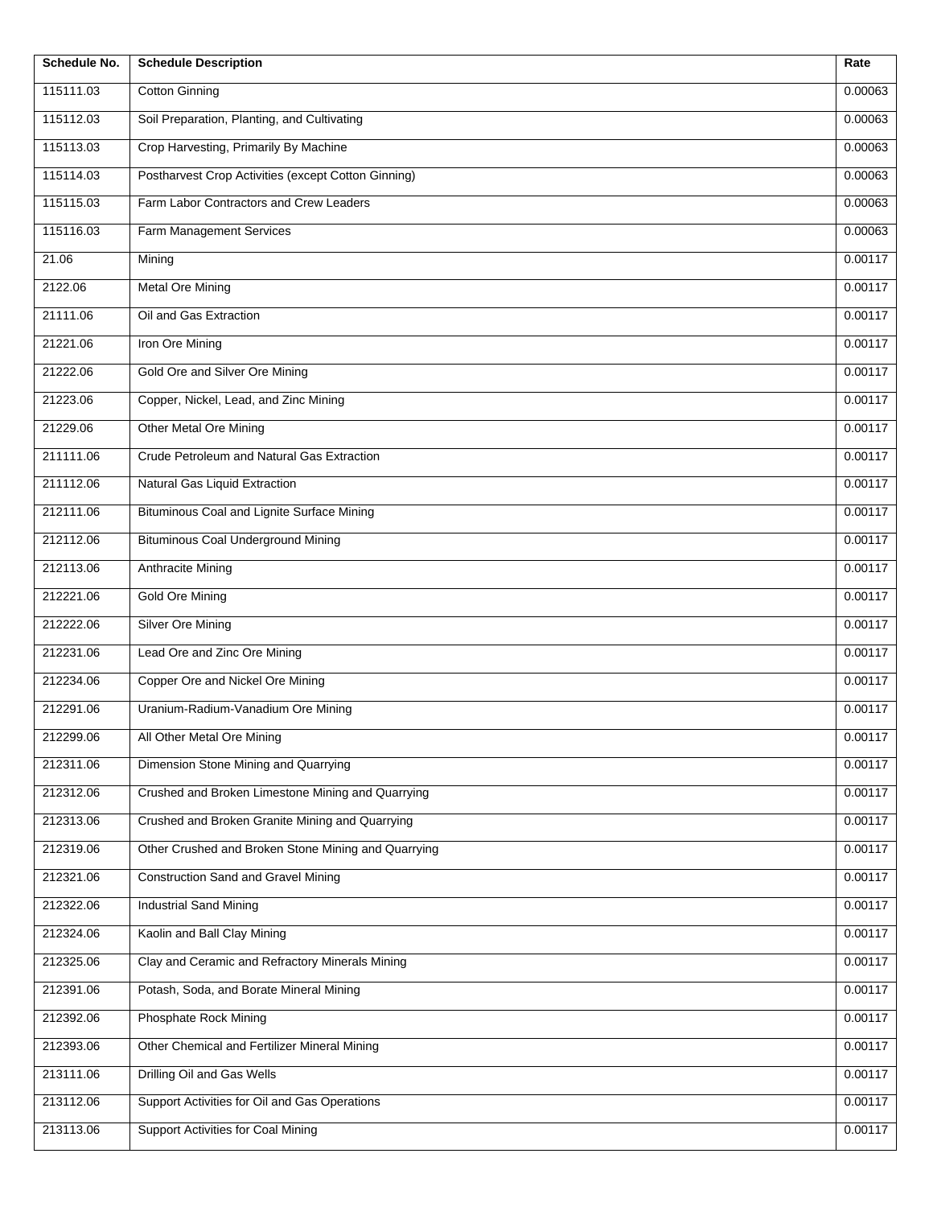| Schedule No. | Schedule Description | Rate |
| --- | --- | --- |
| 115111.03 | Cotton Ginning | 0.00063 |
| 115112.03 | Soil Preparation, Planting, and Cultivating | 0.00063 |
| 115113.03 | Crop Harvesting, Primarily By Machine | 0.00063 |
| 115114.03 | Postharvest Crop Activities (except Cotton Ginning) | 0.00063 |
| 115115.03 | Farm Labor Contractors and Crew Leaders | 0.00063 |
| 115116.03 | Farm Management Services | 0.00063 |
| 21.06 | Mining | 0.00117 |
| 2122.06 | Metal Ore Mining | 0.00117 |
| 21111.06 | Oil and Gas Extraction | 0.00117 |
| 21221.06 | Iron Ore Mining | 0.00117 |
| 21222.06 | Gold Ore and Silver Ore Mining | 0.00117 |
| 21223.06 | Copper, Nickel, Lead, and Zinc Mining | 0.00117 |
| 21229.06 | Other Metal Ore Mining | 0.00117 |
| 211111.06 | Crude Petroleum and Natural Gas Extraction | 0.00117 |
| 211112.06 | Natural Gas Liquid Extraction | 0.00117 |
| 212111.06 | Bituminous Coal and Lignite Surface Mining | 0.00117 |
| 212112.06 | Bituminous Coal Underground Mining | 0.00117 |
| 212113.06 | Anthracite Mining | 0.00117 |
| 212221.06 | Gold Ore Mining | 0.00117 |
| 212222.06 | Silver Ore Mining | 0.00117 |
| 212231.06 | Lead Ore and Zinc Ore Mining | 0.00117 |
| 212234.06 | Copper Ore and Nickel Ore Mining | 0.00117 |
| 212291.06 | Uranium-Radium-Vanadium Ore Mining | 0.00117 |
| 212299.06 | All Other Metal Ore Mining | 0.00117 |
| 212311.06 | Dimension Stone Mining and Quarrying | 0.00117 |
| 212312.06 | Crushed and Broken Limestone Mining and Quarrying | 0.00117 |
| 212313.06 | Crushed and Broken Granite Mining and Quarrying | 0.00117 |
| 212319.06 | Other Crushed and Broken Stone Mining and Quarrying | 0.00117 |
| 212321.06 | Construction Sand and Gravel Mining | 0.00117 |
| 212322.06 | Industrial Sand Mining | 0.00117 |
| 212324.06 | Kaolin and Ball Clay Mining | 0.00117 |
| 212325.06 | Clay and Ceramic and Refractory Minerals Mining | 0.00117 |
| 212391.06 | Potash, Soda, and Borate Mineral Mining | 0.00117 |
| 212392.06 | Phosphate Rock Mining | 0.00117 |
| 212393.06 | Other Chemical and Fertilizer Mineral Mining | 0.00117 |
| 213111.06 | Drilling Oil and Gas Wells | 0.00117 |
| 213112.06 | Support Activities for Oil and Gas Operations | 0.00117 |
| 213113.06 | Support Activities for Coal Mining | 0.00117 |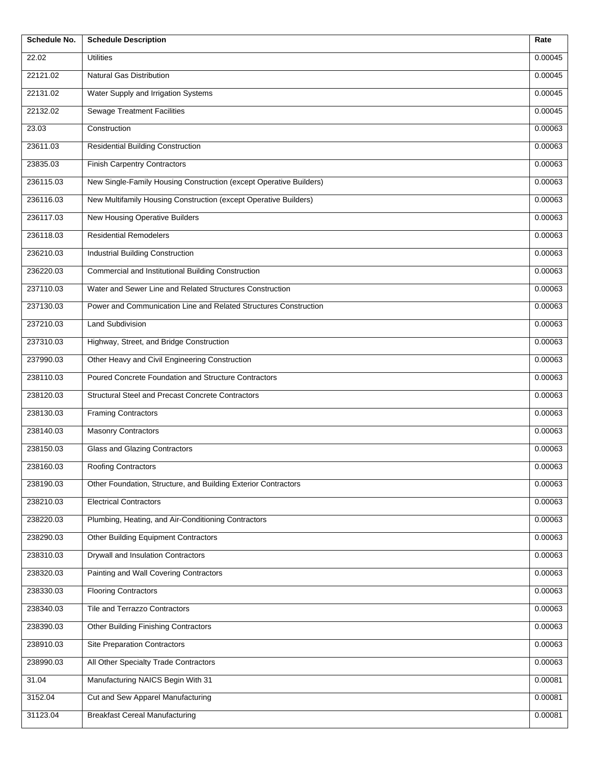| Schedule No. | Schedule Description | Rate |
|---|---|---|
| 22.02 | Utilities | 0.00045 |
| 22121.02 | Natural Gas Distribution | 0.00045 |
| 22131.02 | Water Supply and Irrigation Systems | 0.00045 |
| 22132.02 | Sewage Treatment Facilities | 0.00045 |
| 23.03 | Construction | 0.00063 |
| 23611.03 | Residential Building Construction | 0.00063 |
| 23835.03 | Finish Carpentry Contractors | 0.00063 |
| 236115.03 | New Single-Family Housing Construction (except Operative Builders) | 0.00063 |
| 236116.03 | New Multifamily Housing Construction (except Operative Builders) | 0.00063 |
| 236117.03 | New Housing Operative Builders | 0.00063 |
| 236118.03 | Residential Remodelers | 0.00063 |
| 236210.03 | Industrial Building Construction | 0.00063 |
| 236220.03 | Commercial and Institutional Building Construction | 0.00063 |
| 237110.03 | Water and Sewer Line and Related Structures Construction | 0.00063 |
| 237130.03 | Power and Communication Line and Related Structures Construction | 0.00063 |
| 237210.03 | Land Subdivision | 0.00063 |
| 237310.03 | Highway, Street, and Bridge Construction | 0.00063 |
| 237990.03 | Other Heavy and Civil Engineering Construction | 0.00063 |
| 238110.03 | Poured Concrete Foundation and Structure Contractors | 0.00063 |
| 238120.03 | Structural Steel and Precast Concrete Contractors | 0.00063 |
| 238130.03 | Framing Contractors | 0.00063 |
| 238140.03 | Masonry Contractors | 0.00063 |
| 238150.03 | Glass and Glazing Contractors | 0.00063 |
| 238160.03 | Roofing Contractors | 0.00063 |
| 238190.03 | Other Foundation, Structure, and Building Exterior Contractors | 0.00063 |
| 238210.03 | Electrical Contractors | 0.00063 |
| 238220.03 | Plumbing, Heating, and Air-Conditioning Contractors | 0.00063 |
| 238290.03 | Other Building Equipment Contractors | 0.00063 |
| 238310.03 | Drywall and Insulation Contractors | 0.00063 |
| 238320.03 | Painting and Wall Covering Contractors | 0.00063 |
| 238330.03 | Flooring Contractors | 0.00063 |
| 238340.03 | Tile and Terrazzo Contractors | 0.00063 |
| 238390.03 | Other Building Finishing Contractors | 0.00063 |
| 238910.03 | Site Preparation Contractors | 0.00063 |
| 238990.03 | All Other Specialty Trade Contractors | 0.00063 |
| 31.04 | Manufacturing NAICS Begin With 31 | 0.00081 |
| 3152.04 | Cut and Sew Apparel Manufacturing | 0.00081 |
| 31123.04 | Breakfast Cereal Manufacturing | 0.00081 |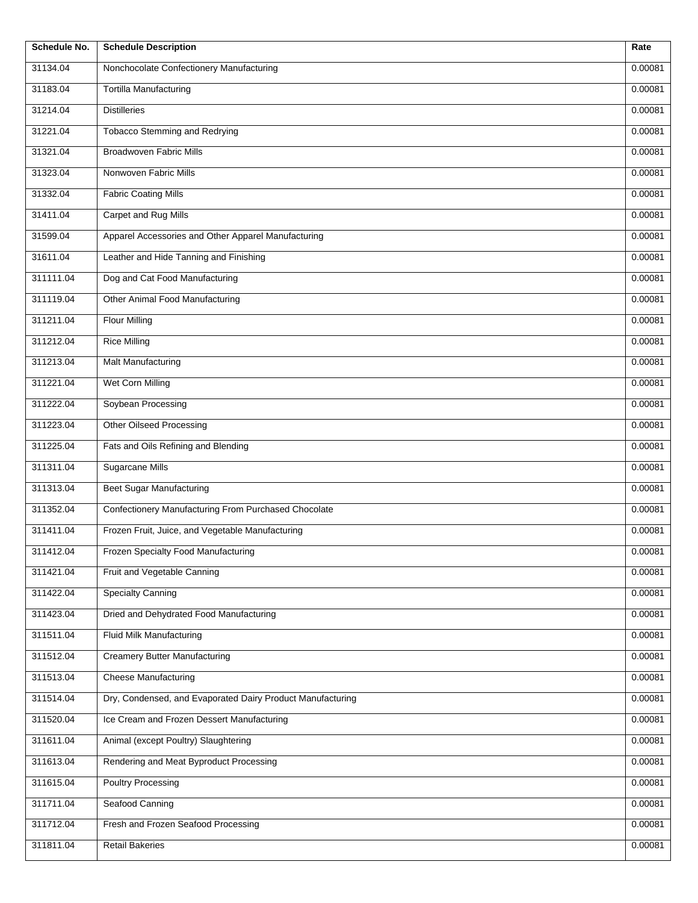| Schedule No. | Schedule Description | Rate |
|---|---|---|
| 31134.04 | Nonchocolate Confectionery Manufacturing | 0.00081 |
| 31183.04 | Tortilla Manufacturing | 0.00081 |
| 31214.04 | Distilleries | 0.00081 |
| 31221.04 | Tobacco Stemming and Redrying | 0.00081 |
| 31321.04 | Broadwoven Fabric Mills | 0.00081 |
| 31323.04 | Nonwoven Fabric Mills | 0.00081 |
| 31332.04 | Fabric Coating Mills | 0.00081 |
| 31411.04 | Carpet and Rug Mills | 0.00081 |
| 31599.04 | Apparel Accessories and Other Apparel Manufacturing | 0.00081 |
| 31611.04 | Leather and Hide Tanning and Finishing | 0.00081 |
| 311111.04 | Dog and Cat Food Manufacturing | 0.00081 |
| 311119.04 | Other Animal Food Manufacturing | 0.00081 |
| 311211.04 | Flour Milling | 0.00081 |
| 311212.04 | Rice Milling | 0.00081 |
| 311213.04 | Malt Manufacturing | 0.00081 |
| 311221.04 | Wet Corn Milling | 0.00081 |
| 311222.04 | Soybean Processing | 0.00081 |
| 311223.04 | Other Oilseed Processing | 0.00081 |
| 311225.04 | Fats and Oils Refining and Blending | 0.00081 |
| 311311.04 | Sugarcane Mills | 0.00081 |
| 311313.04 | Beet Sugar Manufacturing | 0.00081 |
| 311352.04 | Confectionery Manufacturing From Purchased Chocolate | 0.00081 |
| 311411.04 | Frozen Fruit, Juice, and Vegetable Manufacturing | 0.00081 |
| 311412.04 | Frozen Specialty Food Manufacturing | 0.00081 |
| 311421.04 | Fruit and Vegetable Canning | 0.00081 |
| 311422.04 | Specialty Canning | 0.00081 |
| 311423.04 | Dried and Dehydrated Food Manufacturing | 0.00081 |
| 311511.04 | Fluid Milk Manufacturing | 0.00081 |
| 311512.04 | Creamery Butter Manufacturing | 0.00081 |
| 311513.04 | Cheese Manufacturing | 0.00081 |
| 311514.04 | Dry, Condensed, and Evaporated Dairy Product Manufacturing | 0.00081 |
| 311520.04 | Ice Cream and Frozen Dessert Manufacturing | 0.00081 |
| 311611.04 | Animal (except Poultry) Slaughtering | 0.00081 |
| 311613.04 | Rendering and Meat Byproduct Processing | 0.00081 |
| 311615.04 | Poultry Processing | 0.00081 |
| 311711.04 | Seafood Canning | 0.00081 |
| 311712.04 | Fresh and Frozen Seafood Processing | 0.00081 |
| 311811.04 | Retail Bakeries | 0.00081 |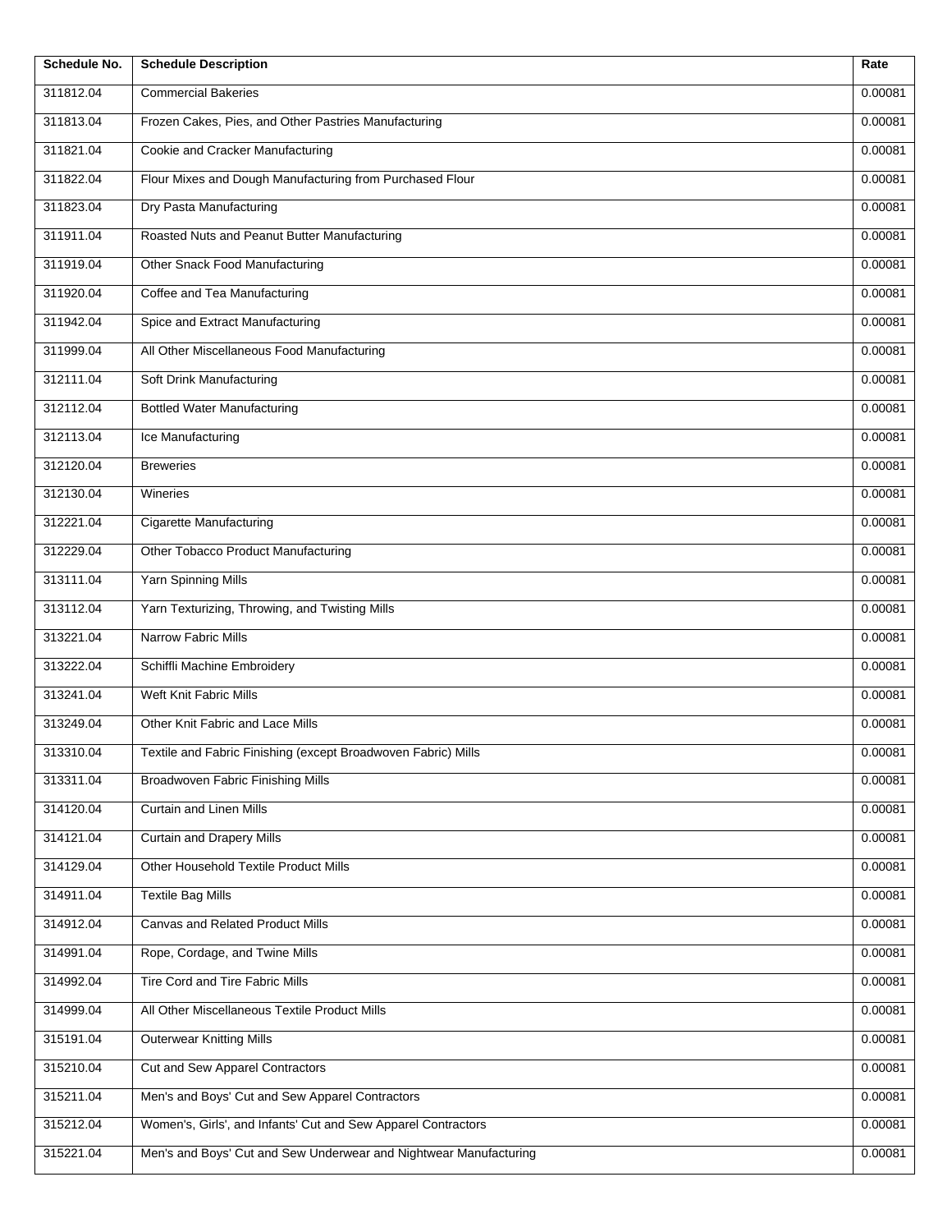| Schedule No. | Schedule Description | Rate |
| --- | --- | --- |
| 311812.04 | Commercial Bakeries | 0.00081 |
| 311813.04 | Frozen Cakes, Pies, and Other Pastries Manufacturing | 0.00081 |
| 311821.04 | Cookie and Cracker Manufacturing | 0.00081 |
| 311822.04 | Flour Mixes and Dough Manufacturing from Purchased Flour | 0.00081 |
| 311823.04 | Dry Pasta Manufacturing | 0.00081 |
| 311911.04 | Roasted Nuts and Peanut Butter Manufacturing | 0.00081 |
| 311919.04 | Other Snack Food Manufacturing | 0.00081 |
| 311920.04 | Coffee and Tea Manufacturing | 0.00081 |
| 311942.04 | Spice and Extract Manufacturing | 0.00081 |
| 311999.04 | All Other Miscellaneous Food Manufacturing | 0.00081 |
| 312111.04 | Soft Drink Manufacturing | 0.00081 |
| 312112.04 | Bottled Water Manufacturing | 0.00081 |
| 312113.04 | Ice Manufacturing | 0.00081 |
| 312120.04 | Breweries | 0.00081 |
| 312130.04 | Wineries | 0.00081 |
| 312221.04 | Cigarette Manufacturing | 0.00081 |
| 312229.04 | Other Tobacco Product Manufacturing | 0.00081 |
| 313111.04 | Yarn Spinning Mills | 0.00081 |
| 313112.04 | Yarn Texturizing, Throwing, and Twisting Mills | 0.00081 |
| 313221.04 | Narrow Fabric Mills | 0.00081 |
| 313222.04 | Schiffli Machine Embroidery | 0.00081 |
| 313241.04 | Weft Knit Fabric Mills | 0.00081 |
| 313249.04 | Other Knit Fabric and Lace Mills | 0.00081 |
| 313310.04 | Textile and Fabric Finishing (except Broadwoven Fabric) Mills | 0.00081 |
| 313311.04 | Broadwoven Fabric Finishing Mills | 0.00081 |
| 314120.04 | Curtain and Linen Mills | 0.00081 |
| 314121.04 | Curtain and Drapery Mills | 0.00081 |
| 314129.04 | Other Household Textile Product Mills | 0.00081 |
| 314911.04 | Textile Bag Mills | 0.00081 |
| 314912.04 | Canvas and Related Product Mills | 0.00081 |
| 314991.04 | Rope, Cordage, and Twine Mills | 0.00081 |
| 314992.04 | Tire Cord and Tire Fabric Mills | 0.00081 |
| 314999.04 | All Other Miscellaneous Textile Product Mills | 0.00081 |
| 315191.04 | Outerwear Knitting Mills | 0.00081 |
| 315210.04 | Cut and Sew Apparel Contractors | 0.00081 |
| 315211.04 | Men's and Boys' Cut and Sew Apparel Contractors | 0.00081 |
| 315212.04 | Women's, Girls', and Infants' Cut and Sew Apparel Contractors | 0.00081 |
| 315221.04 | Men's and Boys' Cut and Sew Underwear and Nightwear Manufacturing | 0.00081 |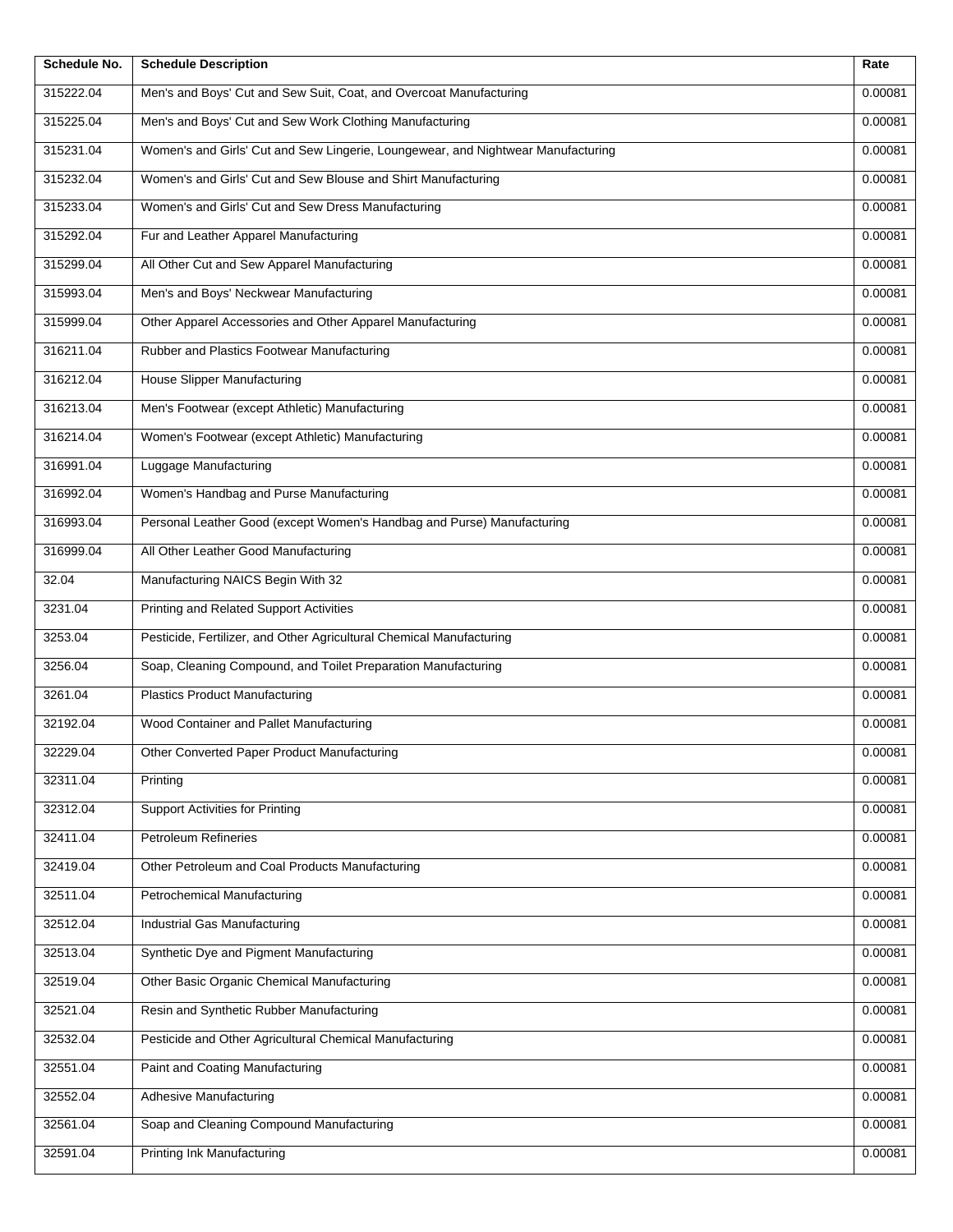| Schedule No. | Schedule Description | Rate |
| --- | --- | --- |
| 315222.04 | Men's and Boys' Cut and Sew Suit, Coat, and Overcoat Manufacturing | 0.00081 |
| 315225.04 | Men's and Boys' Cut and Sew Work Clothing Manufacturing | 0.00081 |
| 315231.04 | Women's and Girls' Cut and Sew Lingerie, Loungewear, and Nightwear Manufacturing | 0.00081 |
| 315232.04 | Women's and Girls' Cut and Sew Blouse and Shirt Manufacturing | 0.00081 |
| 315233.04 | Women's and Girls' Cut and Sew Dress Manufacturing | 0.00081 |
| 315292.04 | Fur and Leather Apparel Manufacturing | 0.00081 |
| 315299.04 | All Other Cut and Sew Apparel Manufacturing | 0.00081 |
| 315993.04 | Men's and Boys' Neckwear Manufacturing | 0.00081 |
| 315999.04 | Other Apparel Accessories and Other Apparel Manufacturing | 0.00081 |
| 316211.04 | Rubber and Plastics Footwear Manufacturing | 0.00081 |
| 316212.04 | House Slipper Manufacturing | 0.00081 |
| 316213.04 | Men's Footwear (except Athletic) Manufacturing | 0.00081 |
| 316214.04 | Women's Footwear (except Athletic) Manufacturing | 0.00081 |
| 316991.04 | Luggage Manufacturing | 0.00081 |
| 316992.04 | Women's Handbag and Purse Manufacturing | 0.00081 |
| 316993.04 | Personal Leather Good (except Women's Handbag and Purse) Manufacturing | 0.00081 |
| 316999.04 | All Other Leather Good Manufacturing | 0.00081 |
| 32.04 | Manufacturing NAICS Begin With 32 | 0.00081 |
| 3231.04 | Printing and Related Support Activities | 0.00081 |
| 3253.04 | Pesticide, Fertilizer, and Other Agricultural Chemical Manufacturing | 0.00081 |
| 3256.04 | Soap, Cleaning Compound, and Toilet Preparation Manufacturing | 0.00081 |
| 3261.04 | Plastics Product Manufacturing | 0.00081 |
| 32192.04 | Wood Container and Pallet Manufacturing | 0.00081 |
| 32229.04 | Other Converted Paper Product Manufacturing | 0.00081 |
| 32311.04 | Printing | 0.00081 |
| 32312.04 | Support Activities for Printing | 0.00081 |
| 32411.04 | Petroleum Refineries | 0.00081 |
| 32419.04 | Other Petroleum and Coal Products Manufacturing | 0.00081 |
| 32511.04 | Petrochemical Manufacturing | 0.00081 |
| 32512.04 | Industrial Gas Manufacturing | 0.00081 |
| 32513.04 | Synthetic Dye and Pigment Manufacturing | 0.00081 |
| 32519.04 | Other Basic Organic Chemical Manufacturing | 0.00081 |
| 32521.04 | Resin and Synthetic Rubber Manufacturing | 0.00081 |
| 32532.04 | Pesticide and Other Agricultural Chemical Manufacturing | 0.00081 |
| 32551.04 | Paint and Coating Manufacturing | 0.00081 |
| 32552.04 | Adhesive Manufacturing | 0.00081 |
| 32561.04 | Soap and Cleaning Compound Manufacturing | 0.00081 |
| 32591.04 | Printing Ink Manufacturing | 0.00081 |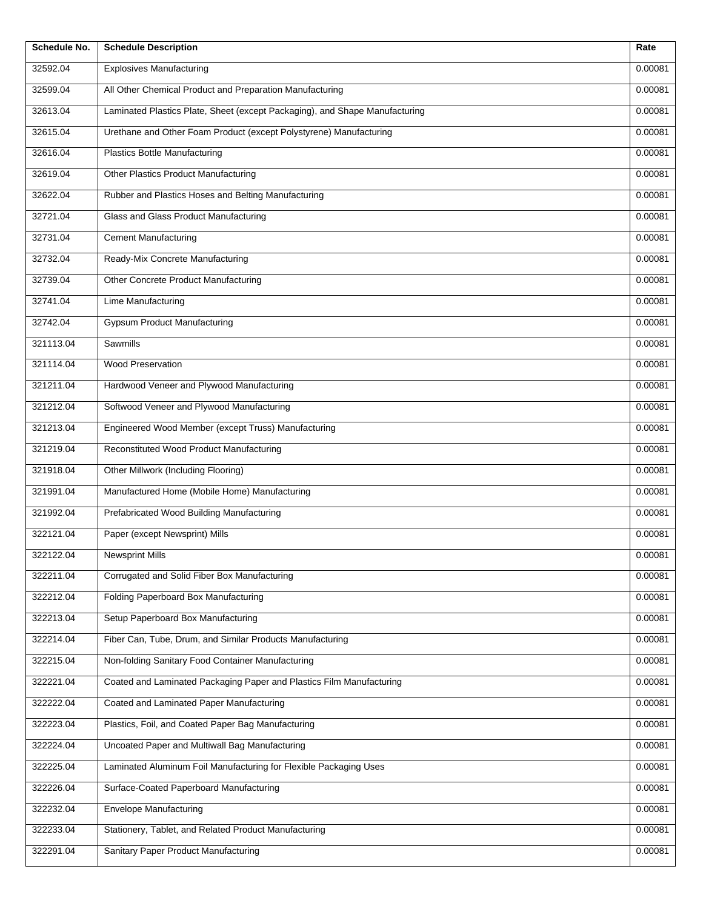| Schedule No. | Schedule Description | Rate |
|---|---|---|
| 32592.04 | Explosives Manufacturing | 0.00081 |
| 32599.04 | All Other Chemical Product and Preparation Manufacturing | 0.00081 |
| 32613.04 | Laminated Plastics Plate, Sheet (except Packaging), and Shape Manufacturing | 0.00081 |
| 32615.04 | Urethane and Other Foam Product (except Polystyrene) Manufacturing | 0.00081 |
| 32616.04 | Plastics Bottle Manufacturing | 0.00081 |
| 32619.04 | Other Plastics Product Manufacturing | 0.00081 |
| 32622.04 | Rubber and Plastics Hoses and Belting Manufacturing | 0.00081 |
| 32721.04 | Glass and Glass Product Manufacturing | 0.00081 |
| 32731.04 | Cement Manufacturing | 0.00081 |
| 32732.04 | Ready-Mix Concrete Manufacturing | 0.00081 |
| 32739.04 | Other Concrete Product Manufacturing | 0.00081 |
| 32741.04 | Lime Manufacturing | 0.00081 |
| 32742.04 | Gypsum Product Manufacturing | 0.00081 |
| 321113.04 | Sawmills | 0.00081 |
| 321114.04 | Wood Preservation | 0.00081 |
| 321211.04 | Hardwood Veneer and Plywood Manufacturing | 0.00081 |
| 321212.04 | Softwood Veneer and Plywood Manufacturing | 0.00081 |
| 321213.04 | Engineered Wood Member (except Truss) Manufacturing | 0.00081 |
| 321219.04 | Reconstituted Wood Product Manufacturing | 0.00081 |
| 321918.04 | Other Millwork (Including Flooring) | 0.00081 |
| 321991.04 | Manufactured Home (Mobile Home) Manufacturing | 0.00081 |
| 321992.04 | Prefabricated Wood Building Manufacturing | 0.00081 |
| 322121.04 | Paper (except Newsprint) Mills | 0.00081 |
| 322122.04 | Newsprint Mills | 0.00081 |
| 322211.04 | Corrugated and Solid Fiber Box Manufacturing | 0.00081 |
| 322212.04 | Folding Paperboard Box Manufacturing | 0.00081 |
| 322213.04 | Setup Paperboard Box Manufacturing | 0.00081 |
| 322214.04 | Fiber Can, Tube, Drum, and Similar Products Manufacturing | 0.00081 |
| 322215.04 | Non-folding Sanitary Food Container Manufacturing | 0.00081 |
| 322221.04 | Coated and Laminated Packaging Paper and Plastics Film Manufacturing | 0.00081 |
| 322222.04 | Coated and Laminated Paper Manufacturing | 0.00081 |
| 322223.04 | Plastics, Foil, and Coated Paper Bag Manufacturing | 0.00081 |
| 322224.04 | Uncoated Paper and Multiwall Bag Manufacturing | 0.00081 |
| 322225.04 | Laminated Aluminum Foil Manufacturing for Flexible Packaging Uses | 0.00081 |
| 322226.04 | Surface-Coated Paperboard Manufacturing | 0.00081 |
| 322232.04 | Envelope Manufacturing | 0.00081 |
| 322233.04 | Stationery, Tablet, and Related Product Manufacturing | 0.00081 |
| 322291.04 | Sanitary Paper Product Manufacturing | 0.00081 |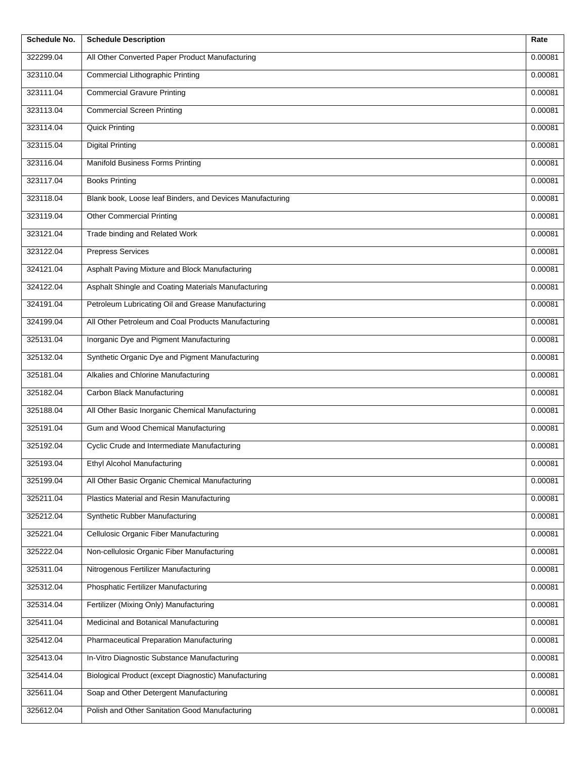| Schedule No. | Schedule Description | Rate |
| --- | --- | --- |
| 322299.04 | All Other Converted Paper Product Manufacturing | 0.00081 |
| 323110.04 | Commercial Lithographic Printing | 0.00081 |
| 323111.04 | Commercial Gravure Printing | 0.00081 |
| 323113.04 | Commercial Screen Printing | 0.00081 |
| 323114.04 | Quick Printing | 0.00081 |
| 323115.04 | Digital Printing | 0.00081 |
| 323116.04 | Manifold Business Forms Printing | 0.00081 |
| 323117.04 | Books Printing | 0.00081 |
| 323118.04 | Blank book, Loose leaf Binders, and Devices Manufacturing | 0.00081 |
| 323119.04 | Other Commercial Printing | 0.00081 |
| 323121.04 | Trade binding and Related Work | 0.00081 |
| 323122.04 | Prepress Services | 0.00081 |
| 324121.04 | Asphalt Paving Mixture and Block Manufacturing | 0.00081 |
| 324122.04 | Asphalt Shingle and Coating Materials Manufacturing | 0.00081 |
| 324191.04 | Petroleum Lubricating Oil and Grease Manufacturing | 0.00081 |
| 324199.04 | All Other Petroleum and Coal Products Manufacturing | 0.00081 |
| 325131.04 | Inorganic Dye and Pigment Manufacturing | 0.00081 |
| 325132.04 | Synthetic Organic Dye and Pigment Manufacturing | 0.00081 |
| 325181.04 | Alkalies and Chlorine Manufacturing | 0.00081 |
| 325182.04 | Carbon Black Manufacturing | 0.00081 |
| 325188.04 | All Other Basic Inorganic Chemical Manufacturing | 0.00081 |
| 325191.04 | Gum and Wood Chemical Manufacturing | 0.00081 |
| 325192.04 | Cyclic Crude and Intermediate Manufacturing | 0.00081 |
| 325193.04 | Ethyl Alcohol Manufacturing | 0.00081 |
| 325199.04 | All Other Basic Organic Chemical Manufacturing | 0.00081 |
| 325211.04 | Plastics Material and Resin Manufacturing | 0.00081 |
| 325212.04 | Synthetic Rubber Manufacturing | 0.00081 |
| 325221.04 | Cellulosic Organic Fiber Manufacturing | 0.00081 |
| 325222.04 | Non-cellulosic Organic Fiber Manufacturing | 0.00081 |
| 325311.04 | Nitrogenous Fertilizer Manufacturing | 0.00081 |
| 325312.04 | Phosphatic Fertilizer Manufacturing | 0.00081 |
| 325314.04 | Fertilizer (Mixing Only) Manufacturing | 0.00081 |
| 325411.04 | Medicinal and Botanical Manufacturing | 0.00081 |
| 325412.04 | Pharmaceutical Preparation Manufacturing | 0.00081 |
| 325413.04 | In-Vitro Diagnostic Substance Manufacturing | 0.00081 |
| 325414.04 | Biological Product (except Diagnostic) Manufacturing | 0.00081 |
| 325611.04 | Soap and Other Detergent Manufacturing | 0.00081 |
| 325612.04 | Polish and Other Sanitation Good Manufacturing | 0.00081 |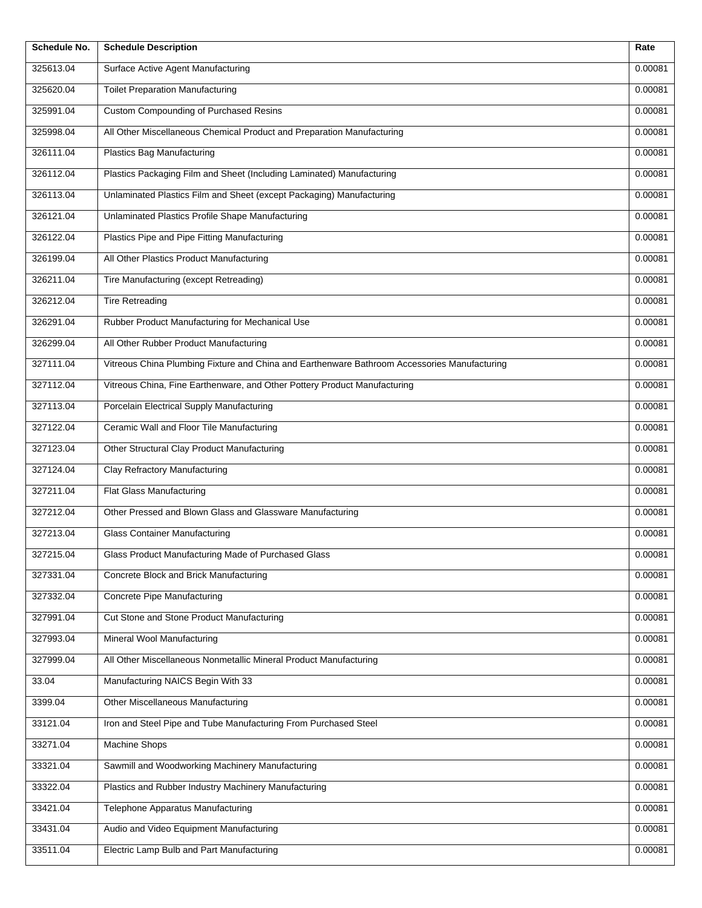| Schedule No. | Schedule Description | Rate |
|---|---|---|
| 325613.04 | Surface Active Agent Manufacturing | 0.00081 |
| 325620.04 | Toilet Preparation Manufacturing | 0.00081 |
| 325991.04 | Custom Compounding of Purchased Resins | 0.00081 |
| 325998.04 | All Other Miscellaneous Chemical Product and Preparation Manufacturing | 0.00081 |
| 326111.04 | Plastics Bag Manufacturing | 0.00081 |
| 326112.04 | Plastics Packaging Film and Sheet (Including Laminated) Manufacturing | 0.00081 |
| 326113.04 | Unlaminated Plastics Film and Sheet (except Packaging) Manufacturing | 0.00081 |
| 326121.04 | Unlaminated Plastics Profile Shape Manufacturing | 0.00081 |
| 326122.04 | Plastics Pipe and Pipe Fitting Manufacturing | 0.00081 |
| 326199.04 | All Other Plastics Product Manufacturing | 0.00081 |
| 326211.04 | Tire Manufacturing (except Retreading) | 0.00081 |
| 326212.04 | Tire Retreading | 0.00081 |
| 326291.04 | Rubber Product Manufacturing for Mechanical Use | 0.00081 |
| 326299.04 | All Other Rubber Product Manufacturing | 0.00081 |
| 327111.04 | Vitreous China Plumbing Fixture and China and Earthenware Bathroom Accessories Manufacturing | 0.00081 |
| 327112.04 | Vitreous China, Fine Earthenware, and Other Pottery Product Manufacturing | 0.00081 |
| 327113.04 | Porcelain Electrical Supply Manufacturing | 0.00081 |
| 327122.04 | Ceramic Wall and Floor Tile Manufacturing | 0.00081 |
| 327123.04 | Other Structural Clay Product Manufacturing | 0.00081 |
| 327124.04 | Clay Refractory Manufacturing | 0.00081 |
| 327211.04 | Flat Glass Manufacturing | 0.00081 |
| 327212.04 | Other Pressed and Blown Glass and Glassware Manufacturing | 0.00081 |
| 327213.04 | Glass Container Manufacturing | 0.00081 |
| 327215.04 | Glass Product Manufacturing Made of Purchased Glass | 0.00081 |
| 327331.04 | Concrete Block and Brick Manufacturing | 0.00081 |
| 327332.04 | Concrete Pipe Manufacturing | 0.00081 |
| 327991.04 | Cut Stone and Stone Product Manufacturing | 0.00081 |
| 327993.04 | Mineral Wool Manufacturing | 0.00081 |
| 327999.04 | All Other Miscellaneous Nonmetallic Mineral Product Manufacturing | 0.00081 |
| 33.04 | Manufacturing NAICS Begin With 33 | 0.00081 |
| 3399.04 | Other Miscellaneous Manufacturing | 0.00081 |
| 33121.04 | Iron and Steel Pipe and Tube Manufacturing From Purchased Steel | 0.00081 |
| 33271.04 | Machine Shops | 0.00081 |
| 33321.04 | Sawmill and Woodworking Machinery Manufacturing | 0.00081 |
| 33322.04 | Plastics and Rubber Industry Machinery Manufacturing | 0.00081 |
| 33421.04 | Telephone Apparatus Manufacturing | 0.00081 |
| 33431.04 | Audio and Video Equipment Manufacturing | 0.00081 |
| 33511.04 | Electric Lamp Bulb and Part Manufacturing | 0.00081 |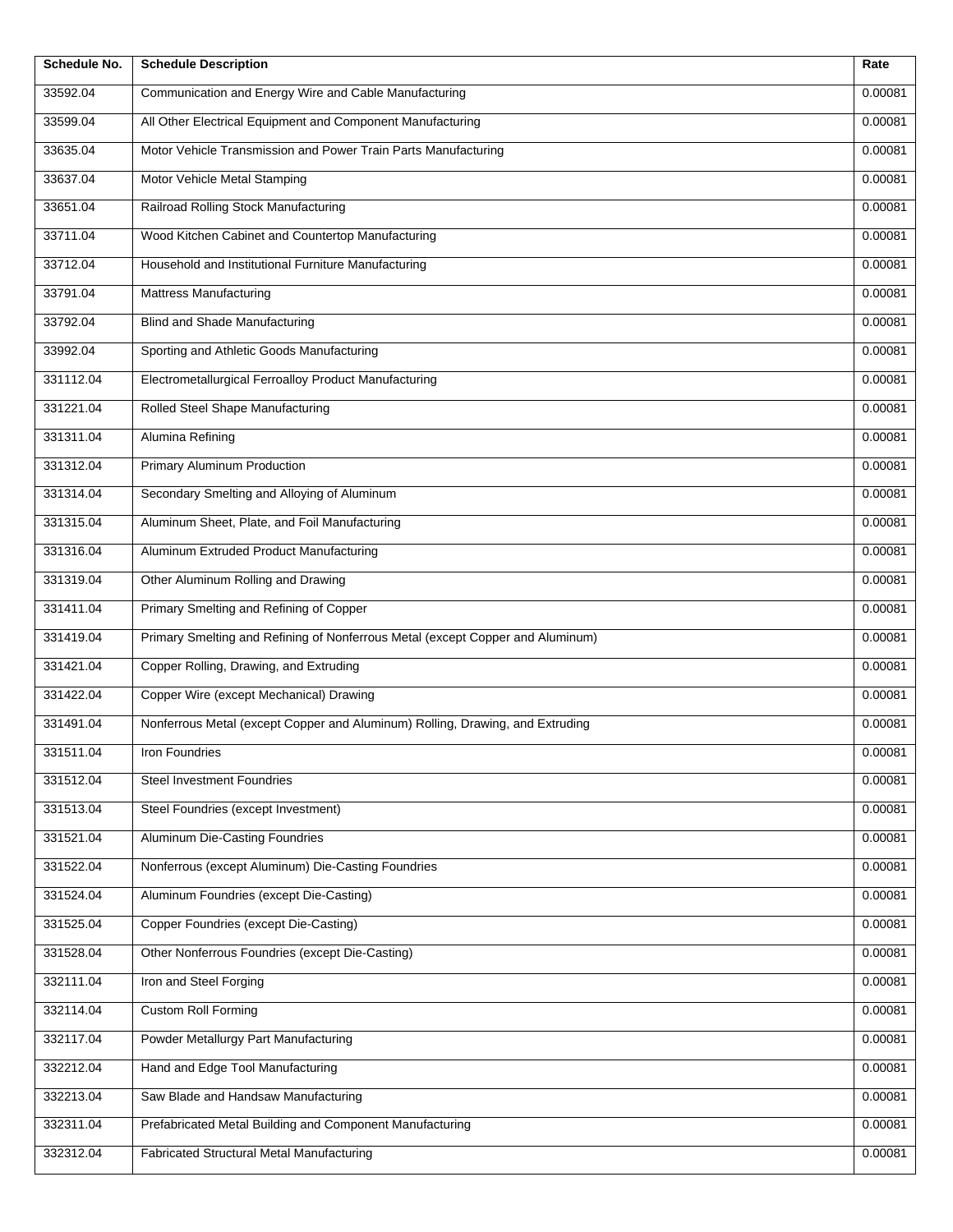| Schedule No. | Schedule Description | Rate |
|---|---|---|
| 33592.04 | Communication and Energy Wire and Cable Manufacturing | 0.00081 |
| 33599.04 | All Other Electrical Equipment and Component Manufacturing | 0.00081 |
| 33635.04 | Motor Vehicle Transmission and Power Train Parts Manufacturing | 0.00081 |
| 33637.04 | Motor Vehicle Metal Stamping | 0.00081 |
| 33651.04 | Railroad Rolling Stock Manufacturing | 0.00081 |
| 33711.04 | Wood Kitchen Cabinet and Countertop Manufacturing | 0.00081 |
| 33712.04 | Household and Institutional Furniture Manufacturing | 0.00081 |
| 33791.04 | Mattress Manufacturing | 0.00081 |
| 33792.04 | Blind and Shade Manufacturing | 0.00081 |
| 33992.04 | Sporting and Athletic Goods Manufacturing | 0.00081 |
| 331112.04 | Electrometallurgical Ferroalloy Product Manufacturing | 0.00081 |
| 331221.04 | Rolled Steel Shape Manufacturing | 0.00081 |
| 331311.04 | Alumina Refining | 0.00081 |
| 331312.04 | Primary Aluminum Production | 0.00081 |
| 331314.04 | Secondary Smelting and Alloying of Aluminum | 0.00081 |
| 331315.04 | Aluminum Sheet, Plate, and Foil Manufacturing | 0.00081 |
| 331316.04 | Aluminum Extruded Product Manufacturing | 0.00081 |
| 331319.04 | Other Aluminum Rolling and Drawing | 0.00081 |
| 331411.04 | Primary Smelting and Refining of Copper | 0.00081 |
| 331419.04 | Primary Smelting and Refining of Nonferrous Metal (except Copper and Aluminum) | 0.00081 |
| 331421.04 | Copper Rolling, Drawing, and Extruding | 0.00081 |
| 331422.04 | Copper Wire (except Mechanical) Drawing | 0.00081 |
| 331491.04 | Nonferrous Metal (except Copper and Aluminum) Rolling, Drawing, and Extruding | 0.00081 |
| 331511.04 | Iron Foundries | 0.00081 |
| 331512.04 | Steel Investment Foundries | 0.00081 |
| 331513.04 | Steel Foundries (except Investment) | 0.00081 |
| 331521.04 | Aluminum Die-Casting Foundries | 0.00081 |
| 331522.04 | Nonferrous (except Aluminum) Die-Casting Foundries | 0.00081 |
| 331524.04 | Aluminum Foundries (except Die-Casting) | 0.00081 |
| 331525.04 | Copper Foundries (except Die-Casting) | 0.00081 |
| 331528.04 | Other Nonferrous Foundries (except Die-Casting) | 0.00081 |
| 332111.04 | Iron and Steel Forging | 0.00081 |
| 332114.04 | Custom Roll Forming | 0.00081 |
| 332117.04 | Powder Metallurgy Part Manufacturing | 0.00081 |
| 332212.04 | Hand and Edge Tool Manufacturing | 0.00081 |
| 332213.04 | Saw Blade and Handsaw Manufacturing | 0.00081 |
| 332311.04 | Prefabricated Metal Building and Component Manufacturing | 0.00081 |
| 332312.04 | Fabricated Structural Metal Manufacturing | 0.00081 |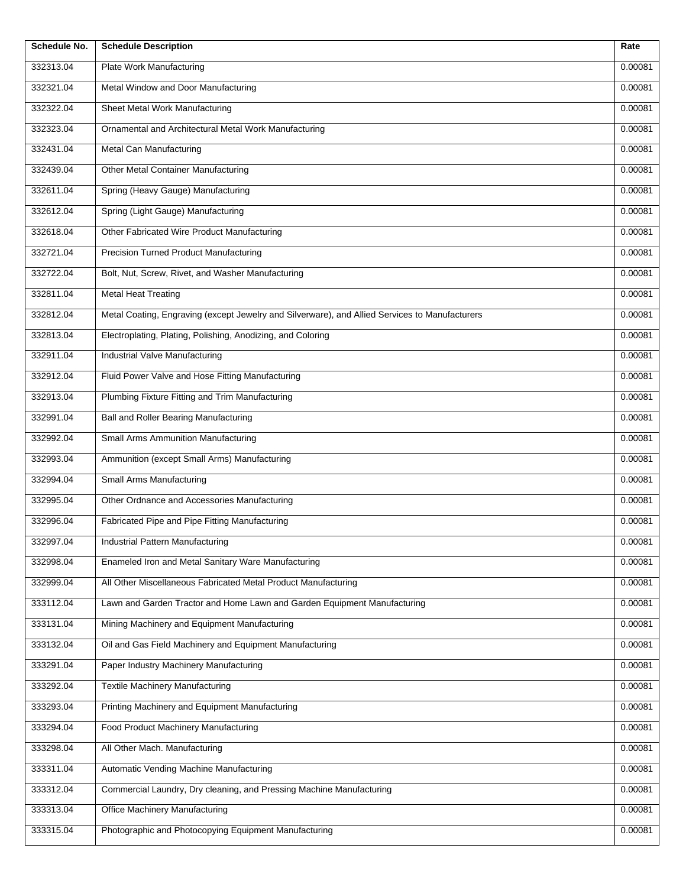| Schedule No. | Schedule Description | Rate |
| --- | --- | --- |
| 332313.04 | Plate Work Manufacturing | 0.00081 |
| 332321.04 | Metal Window and Door Manufacturing | 0.00081 |
| 332322.04 | Sheet Metal Work Manufacturing | 0.00081 |
| 332323.04 | Ornamental and Architectural Metal Work Manufacturing | 0.00081 |
| 332431.04 | Metal Can Manufacturing | 0.00081 |
| 332439.04 | Other Metal Container Manufacturing | 0.00081 |
| 332611.04 | Spring (Heavy Gauge) Manufacturing | 0.00081 |
| 332612.04 | Spring (Light Gauge) Manufacturing | 0.00081 |
| 332618.04 | Other Fabricated Wire Product Manufacturing | 0.00081 |
| 332721.04 | Precision Turned Product Manufacturing | 0.00081 |
| 332722.04 | Bolt, Nut, Screw, Rivet, and Washer Manufacturing | 0.00081 |
| 332811.04 | Metal Heat Treating | 0.00081 |
| 332812.04 | Metal Coating, Engraving (except Jewelry and Silverware), and Allied Services to Manufacturers | 0.00081 |
| 332813.04 | Electroplating, Plating, Polishing, Anodizing, and Coloring | 0.00081 |
| 332911.04 | Industrial Valve Manufacturing | 0.00081 |
| 332912.04 | Fluid Power Valve and Hose Fitting Manufacturing | 0.00081 |
| 332913.04 | Plumbing Fixture Fitting and Trim Manufacturing | 0.00081 |
| 332991.04 | Ball and Roller Bearing Manufacturing | 0.00081 |
| 332992.04 | Small Arms Ammunition Manufacturing | 0.00081 |
| 332993.04 | Ammunition (except Small Arms) Manufacturing | 0.00081 |
| 332994.04 | Small Arms Manufacturing | 0.00081 |
| 332995.04 | Other Ordnance and Accessories Manufacturing | 0.00081 |
| 332996.04 | Fabricated Pipe and Pipe Fitting Manufacturing | 0.00081 |
| 332997.04 | Industrial Pattern Manufacturing | 0.00081 |
| 332998.04 | Enameled Iron and Metal Sanitary Ware Manufacturing | 0.00081 |
| 332999.04 | All Other Miscellaneous Fabricated Metal Product Manufacturing | 0.00081 |
| 333112.04 | Lawn and Garden Tractor and Home Lawn and Garden Equipment Manufacturing | 0.00081 |
| 333131.04 | Mining Machinery and Equipment Manufacturing | 0.00081 |
| 333132.04 | Oil and Gas Field Machinery and Equipment Manufacturing | 0.00081 |
| 333291.04 | Paper Industry Machinery Manufacturing | 0.00081 |
| 333292.04 | Textile Machinery Manufacturing | 0.00081 |
| 333293.04 | Printing Machinery and Equipment Manufacturing | 0.00081 |
| 333294.04 | Food Product Machinery Manufacturing | 0.00081 |
| 333298.04 | All Other Mach. Manufacturing | 0.00081 |
| 333311.04 | Automatic Vending Machine Manufacturing | 0.00081 |
| 333312.04 | Commercial Laundry, Dry cleaning, and Pressing Machine Manufacturing | 0.00081 |
| 333313.04 | Office Machinery Manufacturing | 0.00081 |
| 333315.04 | Photographic and Photocopying Equipment Manufacturing | 0.00081 |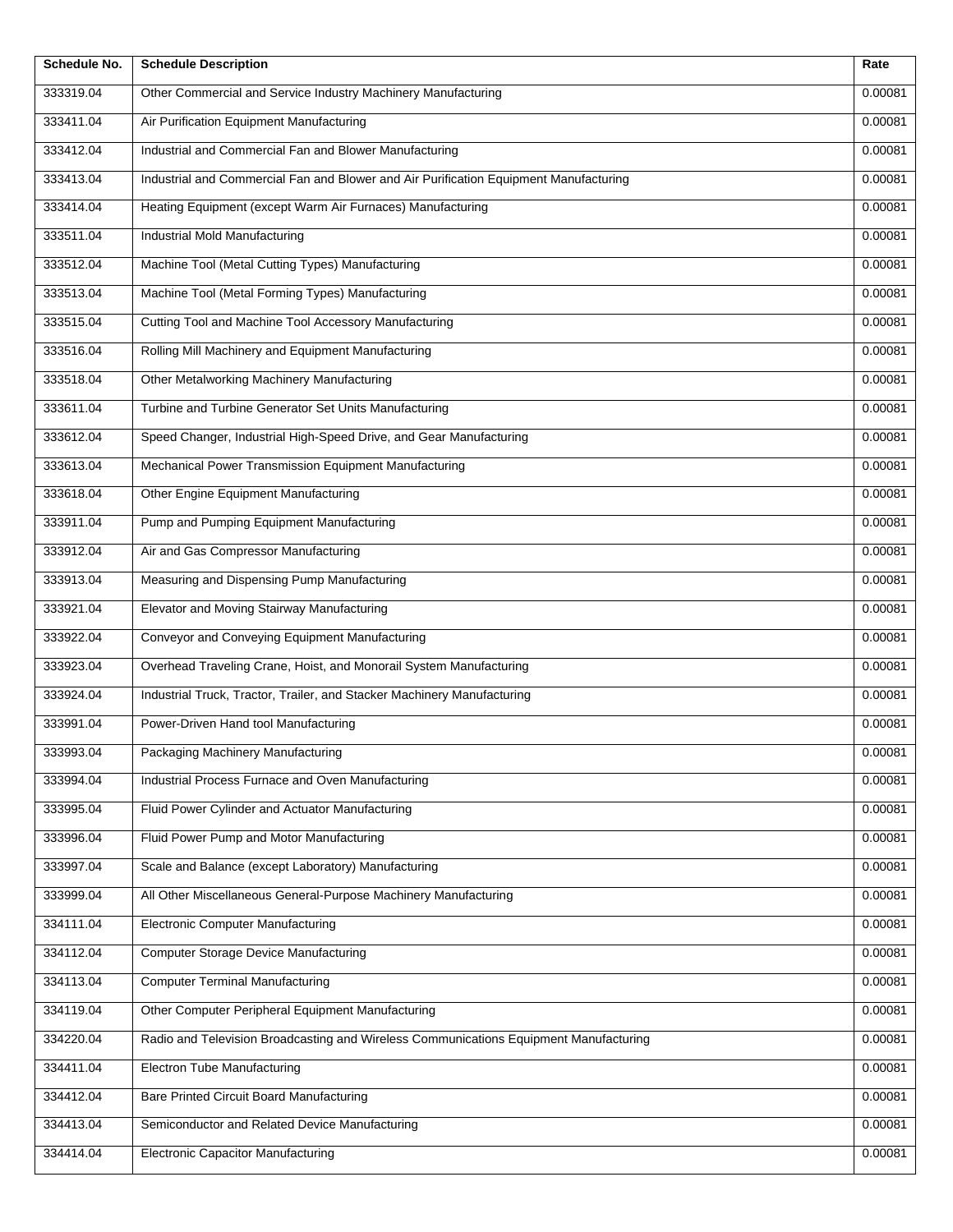| Schedule No. | Schedule Description | Rate |
|---|---|---|
| 333319.04 | Other Commercial and Service Industry Machinery Manufacturing | 0.00081 |
| 333411.04 | Air Purification Equipment Manufacturing | 0.00081 |
| 333412.04 | Industrial and Commercial Fan and Blower Manufacturing | 0.00081 |
| 333413.04 | Industrial and Commercial Fan and Blower and Air Purification Equipment Manufacturing | 0.00081 |
| 333414.04 | Heating Equipment (except Warm Air Furnaces) Manufacturing | 0.00081 |
| 333511.04 | Industrial Mold Manufacturing | 0.00081 |
| 333512.04 | Machine Tool (Metal Cutting Types) Manufacturing | 0.00081 |
| 333513.04 | Machine Tool (Metal Forming Types) Manufacturing | 0.00081 |
| 333515.04 | Cutting Tool and Machine Tool Accessory Manufacturing | 0.00081 |
| 333516.04 | Rolling Mill Machinery and Equipment Manufacturing | 0.00081 |
| 333518.04 | Other Metalworking Machinery Manufacturing | 0.00081 |
| 333611.04 | Turbine and Turbine Generator Set Units Manufacturing | 0.00081 |
| 333612.04 | Speed Changer, Industrial High-Speed Drive, and Gear Manufacturing | 0.00081 |
| 333613.04 | Mechanical Power Transmission Equipment Manufacturing | 0.00081 |
| 333618.04 | Other Engine Equipment Manufacturing | 0.00081 |
| 333911.04 | Pump and Pumping Equipment Manufacturing | 0.00081 |
| 333912.04 | Air and Gas Compressor Manufacturing | 0.00081 |
| 333913.04 | Measuring and Dispensing Pump Manufacturing | 0.00081 |
| 333921.04 | Elevator and Moving Stairway Manufacturing | 0.00081 |
| 333922.04 | Conveyor and Conveying Equipment Manufacturing | 0.00081 |
| 333923.04 | Overhead Traveling Crane, Hoist, and Monorail System Manufacturing | 0.00081 |
| 333924.04 | Industrial Truck, Tractor, Trailer, and Stacker Machinery Manufacturing | 0.00081 |
| 333991.04 | Power-Driven Hand tool Manufacturing | 0.00081 |
| 333993.04 | Packaging Machinery Manufacturing | 0.00081 |
| 333994.04 | Industrial Process Furnace and Oven Manufacturing | 0.00081 |
| 333995.04 | Fluid Power Cylinder and Actuator Manufacturing | 0.00081 |
| 333996.04 | Fluid Power Pump and Motor Manufacturing | 0.00081 |
| 333997.04 | Scale and Balance (except Laboratory) Manufacturing | 0.00081 |
| 333999.04 | All Other Miscellaneous General-Purpose Machinery Manufacturing | 0.00081 |
| 334111.04 | Electronic Computer Manufacturing | 0.00081 |
| 334112.04 | Computer Storage Device Manufacturing | 0.00081 |
| 334113.04 | Computer Terminal Manufacturing | 0.00081 |
| 334119.04 | Other Computer Peripheral Equipment Manufacturing | 0.00081 |
| 334220.04 | Radio and Television Broadcasting and Wireless Communications Equipment Manufacturing | 0.00081 |
| 334411.04 | Electron Tube Manufacturing | 0.00081 |
| 334412.04 | Bare Printed Circuit Board Manufacturing | 0.00081 |
| 334413.04 | Semiconductor and Related Device Manufacturing | 0.00081 |
| 334414.04 | Electronic Capacitor Manufacturing | 0.00081 |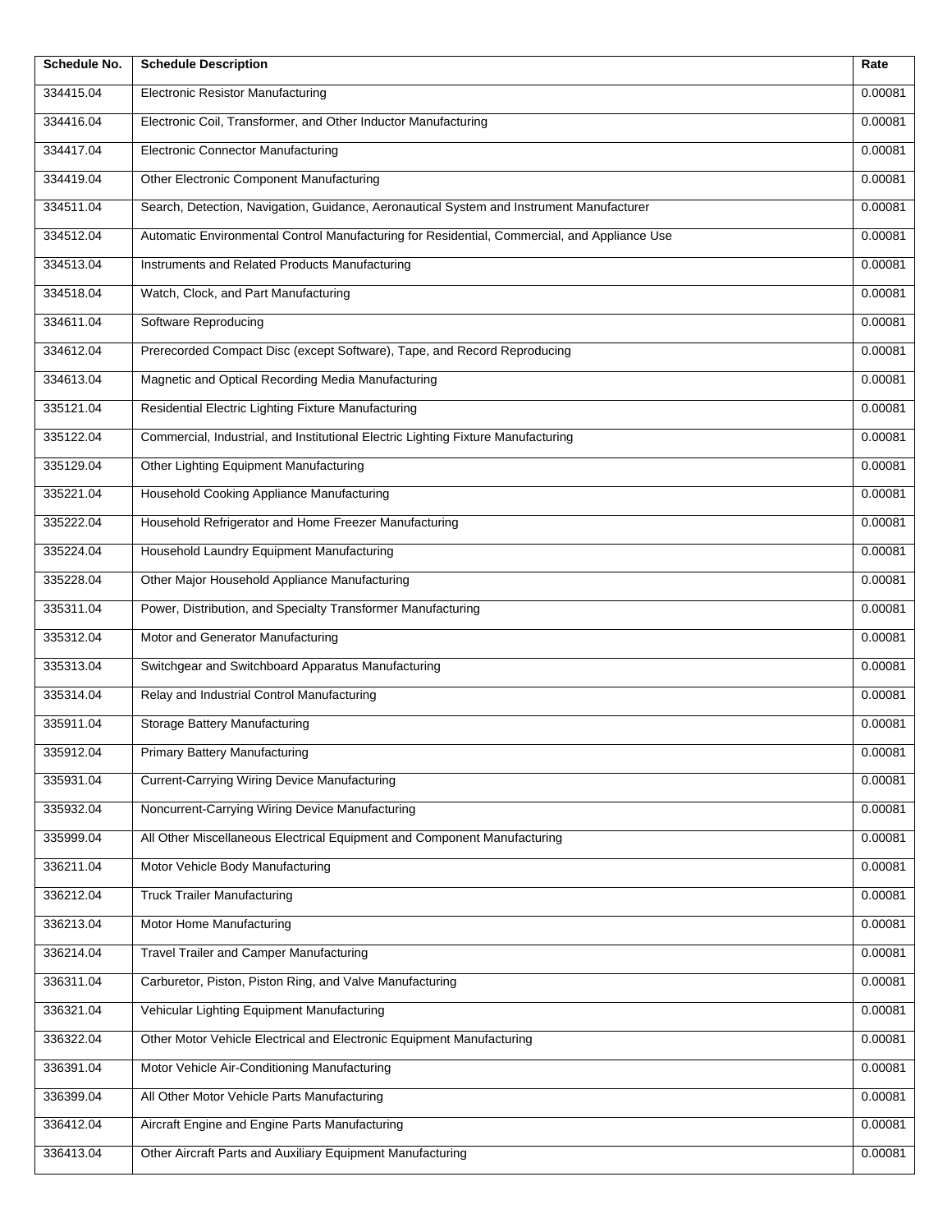| Schedule No. | Schedule Description | Rate |
|---|---|---|
| 334415.04 | Electronic Resistor Manufacturing | 0.00081 |
| 334416.04 | Electronic Coil, Transformer, and Other Inductor Manufacturing | 0.00081 |
| 334417.04 | Electronic Connector Manufacturing | 0.00081 |
| 334419.04 | Other Electronic Component Manufacturing | 0.00081 |
| 334511.04 | Search, Detection, Navigation, Guidance, Aeronautical System and Instrument Manufacturer | 0.00081 |
| 334512.04 | Automatic Environmental Control Manufacturing for Residential, Commercial, and Appliance Use | 0.00081 |
| 334513.04 | Instruments and Related Products Manufacturing | 0.00081 |
| 334518.04 | Watch, Clock, and Part Manufacturing | 0.00081 |
| 334611.04 | Software Reproducing | 0.00081 |
| 334612.04 | Prerecorded Compact Disc (except Software), Tape, and Record Reproducing | 0.00081 |
| 334613.04 | Magnetic and Optical Recording Media Manufacturing | 0.00081 |
| 335121.04 | Residential Electric Lighting Fixture Manufacturing | 0.00081 |
| 335122.04 | Commercial, Industrial, and Institutional Electric Lighting Fixture Manufacturing | 0.00081 |
| 335129.04 | Other Lighting Equipment Manufacturing | 0.00081 |
| 335221.04 | Household Cooking Appliance Manufacturing | 0.00081 |
| 335222.04 | Household Refrigerator and Home Freezer Manufacturing | 0.00081 |
| 335224.04 | Household Laundry Equipment Manufacturing | 0.00081 |
| 335228.04 | Other Major Household Appliance Manufacturing | 0.00081 |
| 335311.04 | Power, Distribution, and Specialty Transformer Manufacturing | 0.00081 |
| 335312.04 | Motor and Generator Manufacturing | 0.00081 |
| 335313.04 | Switchgear and Switchboard Apparatus Manufacturing | 0.00081 |
| 335314.04 | Relay and Industrial Control Manufacturing | 0.00081 |
| 335911.04 | Storage Battery Manufacturing | 0.00081 |
| 335912.04 | Primary Battery Manufacturing | 0.00081 |
| 335931.04 | Current-Carrying Wiring Device Manufacturing | 0.00081 |
| 335932.04 | Noncurrent-Carrying Wiring Device Manufacturing | 0.00081 |
| 335999.04 | All Other Miscellaneous Electrical Equipment and Component Manufacturing | 0.00081 |
| 336211.04 | Motor Vehicle Body Manufacturing | 0.00081 |
| 336212.04 | Truck Trailer Manufacturing | 0.00081 |
| 336213.04 | Motor Home Manufacturing | 0.00081 |
| 336214.04 | Travel Trailer and Camper Manufacturing | 0.00081 |
| 336311.04 | Carburetor, Piston, Piston Ring, and Valve Manufacturing | 0.00081 |
| 336321.04 | Vehicular Lighting Equipment Manufacturing | 0.00081 |
| 336322.04 | Other Motor Vehicle Electrical and Electronic Equipment Manufacturing | 0.00081 |
| 336391.04 | Motor Vehicle Air-Conditioning Manufacturing | 0.00081 |
| 336399.04 | All Other Motor Vehicle Parts Manufacturing | 0.00081 |
| 336412.04 | Aircraft Engine and Engine Parts Manufacturing | 0.00081 |
| 336413.04 | Other Aircraft Parts and Auxiliary Equipment Manufacturing | 0.00081 |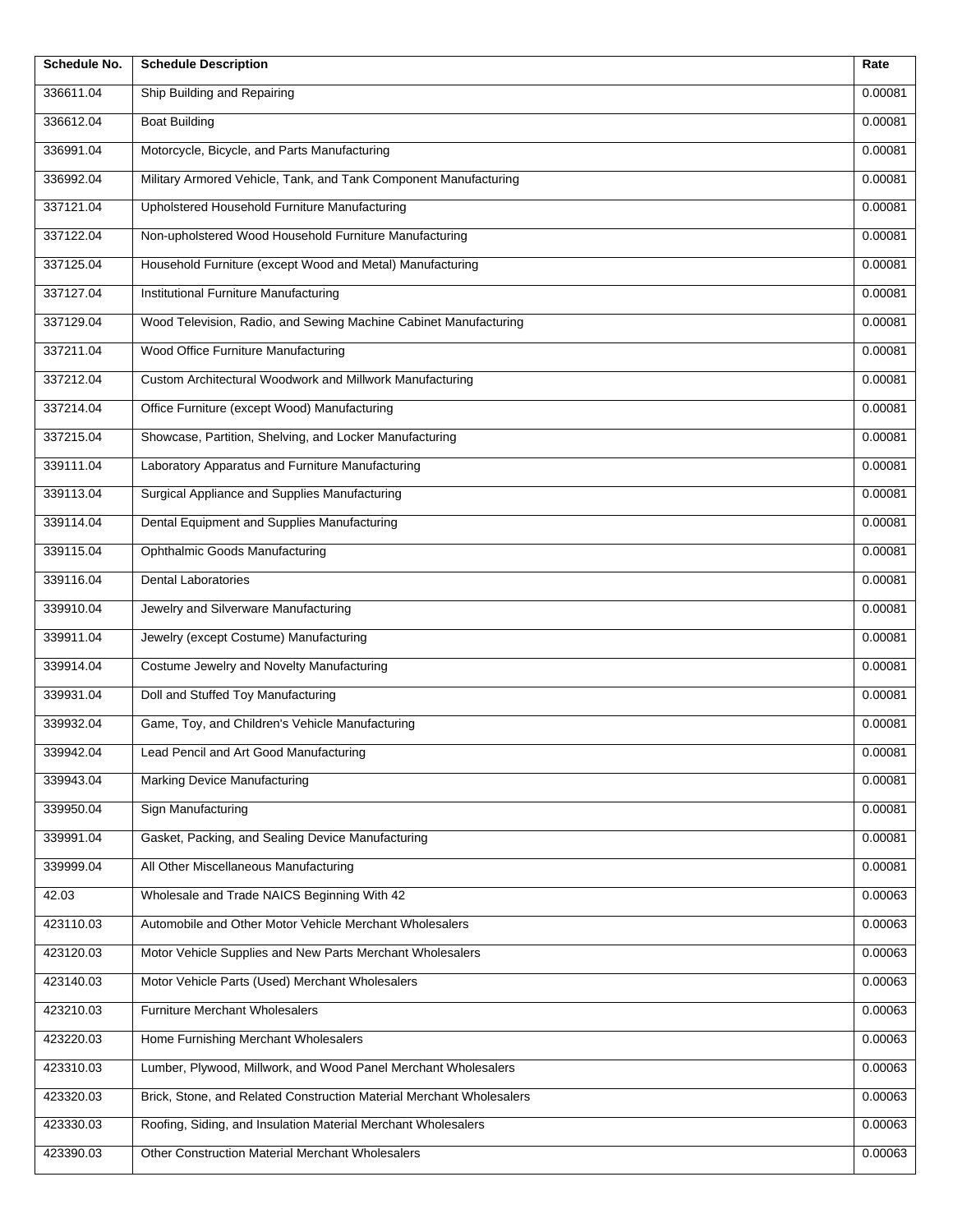| Schedule No. | Schedule Description | Rate |
|---|---|---|
| 336611.04 | Ship Building and Repairing | 0.00081 |
| 336612.04 | Boat Building | 0.00081 |
| 336991.04 | Motorcycle, Bicycle, and Parts Manufacturing | 0.00081 |
| 336992.04 | Military Armored Vehicle, Tank, and Tank Component Manufacturing | 0.00081 |
| 337121.04 | Upholstered Household Furniture Manufacturing | 0.00081 |
| 337122.04 | Non-upholstered Wood Household Furniture Manufacturing | 0.00081 |
| 337125.04 | Household Furniture (except Wood and Metal) Manufacturing | 0.00081 |
| 337127.04 | Institutional Furniture Manufacturing | 0.00081 |
| 337129.04 | Wood Television, Radio, and Sewing Machine Cabinet Manufacturing | 0.00081 |
| 337211.04 | Wood Office Furniture Manufacturing | 0.00081 |
| 337212.04 | Custom Architectural Woodwork and Millwork Manufacturing | 0.00081 |
| 337214.04 | Office Furniture (except Wood) Manufacturing | 0.00081 |
| 337215.04 | Showcase, Partition, Shelving, and Locker Manufacturing | 0.00081 |
| 339111.04 | Laboratory Apparatus and Furniture Manufacturing | 0.00081 |
| 339113.04 | Surgical Appliance and Supplies Manufacturing | 0.00081 |
| 339114.04 | Dental Equipment and Supplies Manufacturing | 0.00081 |
| 339115.04 | Ophthalmic Goods Manufacturing | 0.00081 |
| 339116.04 | Dental Laboratories | 0.00081 |
| 339910.04 | Jewelry and Silverware Manufacturing | 0.00081 |
| 339911.04 | Jewelry (except Costume) Manufacturing | 0.00081 |
| 339914.04 | Costume Jewelry and Novelty Manufacturing | 0.00081 |
| 339931.04 | Doll and Stuffed Toy Manufacturing | 0.00081 |
| 339932.04 | Game, Toy, and Children's Vehicle Manufacturing | 0.00081 |
| 339942.04 | Lead Pencil and Art Good Manufacturing | 0.00081 |
| 339943.04 | Marking Device Manufacturing | 0.00081 |
| 339950.04 | Sign Manufacturing | 0.00081 |
| 339991.04 | Gasket, Packing, and Sealing Device Manufacturing | 0.00081 |
| 339999.04 | All Other Miscellaneous Manufacturing | 0.00081 |
| 42.03 | Wholesale and Trade NAICS Beginning With 42 | 0.00063 |
| 423110.03 | Automobile and Other Motor Vehicle Merchant Wholesalers | 0.00063 |
| 423120.03 | Motor Vehicle Supplies and New Parts Merchant Wholesalers | 0.00063 |
| 423140.03 | Motor Vehicle Parts (Used) Merchant Wholesalers | 0.00063 |
| 423210.03 | Furniture Merchant Wholesalers | 0.00063 |
| 423220.03 | Home Furnishing Merchant Wholesalers | 0.00063 |
| 423310.03 | Lumber, Plywood, Millwork, and Wood Panel Merchant Wholesalers | 0.00063 |
| 423320.03 | Brick, Stone, and Related Construction Material Merchant Wholesalers | 0.00063 |
| 423330.03 | Roofing, Siding, and Insulation Material Merchant Wholesalers | 0.00063 |
| 423390.03 | Other Construction Material Merchant Wholesalers | 0.00063 |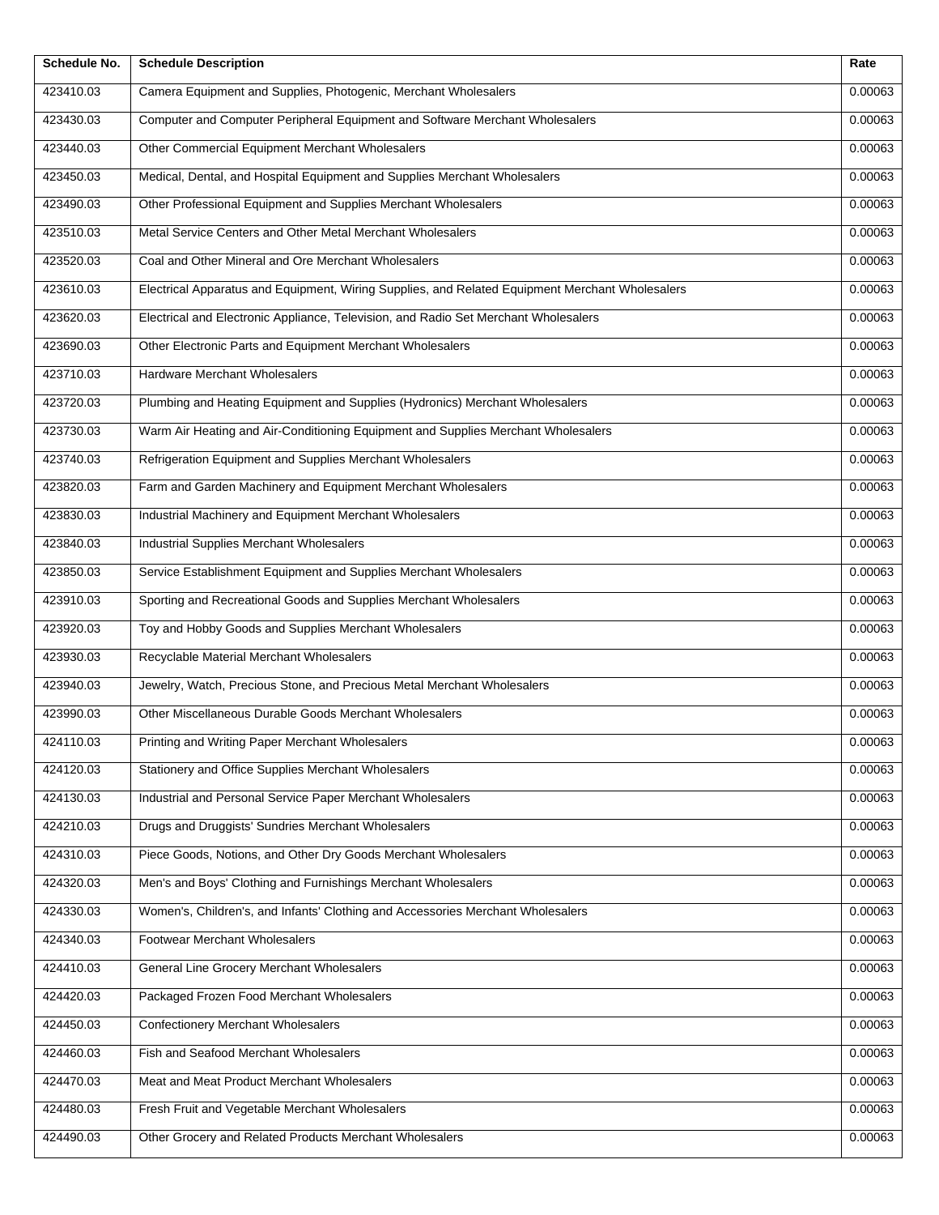| Schedule No. | Schedule Description | Rate |
|---|---|---|
| 423410.03 | Camera Equipment and Supplies, Photogenic, Merchant Wholesalers | 0.00063 |
| 423430.03 | Computer and Computer Peripheral Equipment and Software Merchant Wholesalers | 0.00063 |
| 423440.03 | Other Commercial Equipment Merchant Wholesalers | 0.00063 |
| 423450.03 | Medical, Dental, and Hospital Equipment and Supplies Merchant Wholesalers | 0.00063 |
| 423490.03 | Other Professional Equipment and Supplies Merchant Wholesalers | 0.00063 |
| 423510.03 | Metal Service Centers and Other Metal Merchant Wholesalers | 0.00063 |
| 423520.03 | Coal and Other Mineral and Ore Merchant Wholesalers | 0.00063 |
| 423610.03 | Electrical Apparatus and Equipment, Wiring Supplies, and Related Equipment Merchant Wholesalers | 0.00063 |
| 423620.03 | Electrical and Electronic Appliance, Television, and Radio Set Merchant Wholesalers | 0.00063 |
| 423690.03 | Other Electronic Parts and Equipment Merchant Wholesalers | 0.00063 |
| 423710.03 | Hardware Merchant Wholesalers | 0.00063 |
| 423720.03 | Plumbing and Heating Equipment and Supplies (Hydronics) Merchant Wholesalers | 0.00063 |
| 423730.03 | Warm Air Heating and Air-Conditioning Equipment and Supplies Merchant Wholesalers | 0.00063 |
| 423740.03 | Refrigeration Equipment and Supplies Merchant Wholesalers | 0.00063 |
| 423820.03 | Farm and Garden Machinery and Equipment Merchant Wholesalers | 0.00063 |
| 423830.03 | Industrial Machinery and Equipment Merchant Wholesalers | 0.00063 |
| 423840.03 | Industrial Supplies Merchant Wholesalers | 0.00063 |
| 423850.03 | Service Establishment Equipment and Supplies Merchant Wholesalers | 0.00063 |
| 423910.03 | Sporting and Recreational Goods and Supplies Merchant Wholesalers | 0.00063 |
| 423920.03 | Toy and Hobby Goods and Supplies Merchant Wholesalers | 0.00063 |
| 423930.03 | Recyclable Material Merchant Wholesalers | 0.00063 |
| 423940.03 | Jewelry, Watch, Precious Stone, and Precious Metal Merchant Wholesalers | 0.00063 |
| 423990.03 | Other Miscellaneous Durable Goods Merchant Wholesalers | 0.00063 |
| 424110.03 | Printing and Writing Paper Merchant Wholesalers | 0.00063 |
| 424120.03 | Stationery and Office Supplies Merchant Wholesalers | 0.00063 |
| 424130.03 | Industrial and Personal Service Paper Merchant Wholesalers | 0.00063 |
| 424210.03 | Drugs and Druggists' Sundries Merchant Wholesalers | 0.00063 |
| 424310.03 | Piece Goods, Notions, and Other Dry Goods Merchant Wholesalers | 0.00063 |
| 424320.03 | Men's and Boys' Clothing and Furnishings Merchant Wholesalers | 0.00063 |
| 424330.03 | Women's, Children's, and Infants' Clothing and Accessories Merchant Wholesalers | 0.00063 |
| 424340.03 | Footwear Merchant Wholesalers | 0.00063 |
| 424410.03 | General Line Grocery Merchant Wholesalers | 0.00063 |
| 424420.03 | Packaged Frozen Food Merchant Wholesalers | 0.00063 |
| 424450.03 | Confectionery Merchant Wholesalers | 0.00063 |
| 424460.03 | Fish and Seafood Merchant Wholesalers | 0.00063 |
| 424470.03 | Meat and Meat Product Merchant Wholesalers | 0.00063 |
| 424480.03 | Fresh Fruit and Vegetable Merchant Wholesalers | 0.00063 |
| 424490.03 | Other Grocery and Related Products Merchant Wholesalers | 0.00063 |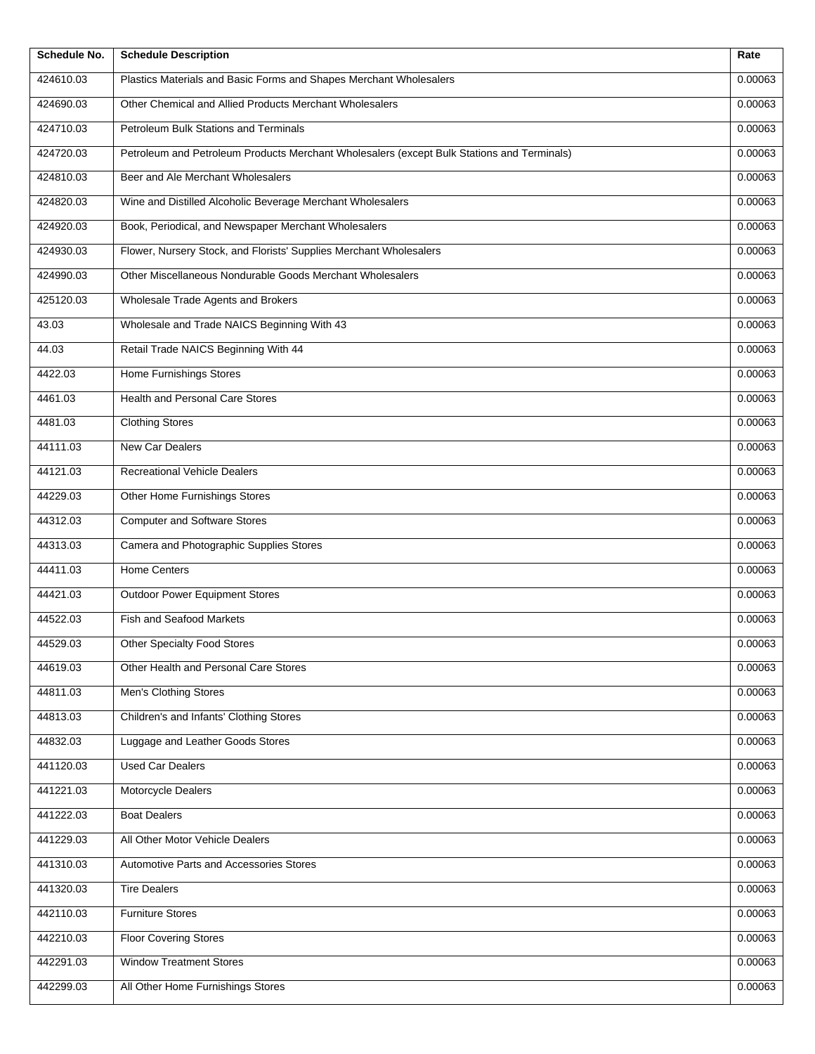| Schedule No. | Schedule Description | Rate |
|---|---|---|
| 424610.03 | Plastics Materials and Basic Forms and Shapes Merchant Wholesalers | 0.00063 |
| 424690.03 | Other Chemical and Allied Products Merchant Wholesalers | 0.00063 |
| 424710.03 | Petroleum Bulk Stations and Terminals | 0.00063 |
| 424720.03 | Petroleum and Petroleum Products Merchant Wholesalers (except Bulk Stations and Terminals) | 0.00063 |
| 424810.03 | Beer and Ale Merchant Wholesalers | 0.00063 |
| 424820.03 | Wine and Distilled Alcoholic Beverage Merchant Wholesalers | 0.00063 |
| 424920.03 | Book, Periodical, and Newspaper Merchant Wholesalers | 0.00063 |
| 424930.03 | Flower, Nursery Stock, and Florists' Supplies Merchant Wholesalers | 0.00063 |
| 424990.03 | Other Miscellaneous Nondurable Goods Merchant Wholesalers | 0.00063 |
| 425120.03 | Wholesale Trade Agents and Brokers | 0.00063 |
| 43.03 | Wholesale and Trade NAICS Beginning With 43 | 0.00063 |
| 44.03 | Retail Trade NAICS Beginning With 44 | 0.00063 |
| 4422.03 | Home Furnishings Stores | 0.00063 |
| 4461.03 | Health and Personal Care Stores | 0.00063 |
| 4481.03 | Clothing Stores | 0.00063 |
| 44111.03 | New Car Dealers | 0.00063 |
| 44121.03 | Recreational Vehicle Dealers | 0.00063 |
| 44229.03 | Other Home Furnishings Stores | 0.00063 |
| 44312.03 | Computer and Software Stores | 0.00063 |
| 44313.03 | Camera and Photographic Supplies Stores | 0.00063 |
| 44411.03 | Home Centers | 0.00063 |
| 44421.03 | Outdoor Power Equipment Stores | 0.00063 |
| 44522.03 | Fish and Seafood Markets | 0.00063 |
| 44529.03 | Other Specialty Food Stores | 0.00063 |
| 44619.03 | Other Health and Personal Care Stores | 0.00063 |
| 44811.03 | Men's Clothing Stores | 0.00063 |
| 44813.03 | Children's and Infants' Clothing Stores | 0.00063 |
| 44832.03 | Luggage and Leather Goods Stores | 0.00063 |
| 441120.03 | Used Car Dealers | 0.00063 |
| 441221.03 | Motorcycle Dealers | 0.00063 |
| 441222.03 | Boat Dealers | 0.00063 |
| 441229.03 | All Other Motor Vehicle Dealers | 0.00063 |
| 441310.03 | Automotive Parts and Accessories Stores | 0.00063 |
| 441320.03 | Tire Dealers | 0.00063 |
| 442110.03 | Furniture Stores | 0.00063 |
| 442210.03 | Floor Covering Stores | 0.00063 |
| 442291.03 | Window Treatment Stores | 0.00063 |
| 442299.03 | All Other Home Furnishings Stores | 0.00063 |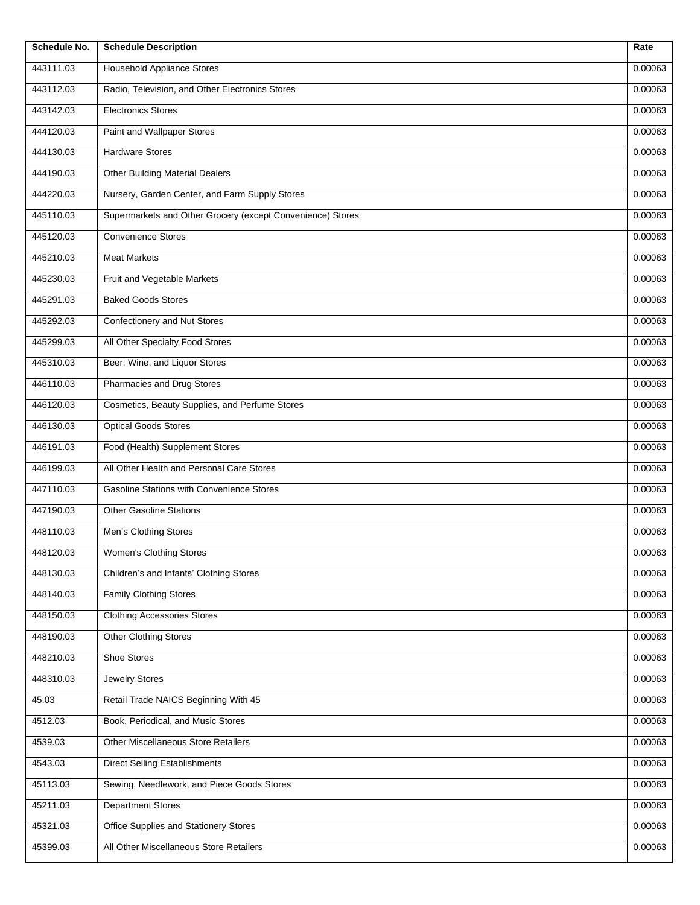| Schedule No. | Schedule Description | Rate |
| --- | --- | --- |
| 443111.03 | Household Appliance Stores | 0.00063 |
| 443112.03 | Radio, Television, and Other Electronics Stores | 0.00063 |
| 443142.03 | Electronics Stores | 0.00063 |
| 444120.03 | Paint and Wallpaper Stores | 0.00063 |
| 444130.03 | Hardware Stores | 0.00063 |
| 444190.03 | Other Building Material Dealers | 0.00063 |
| 444220.03 | Nursery, Garden Center, and Farm Supply Stores | 0.00063 |
| 445110.03 | Supermarkets and Other Grocery (except Convenience) Stores | 0.00063 |
| 445120.03 | Convenience Stores | 0.00063 |
| 445210.03 | Meat Markets | 0.00063 |
| 445230.03 | Fruit and Vegetable Markets | 0.00063 |
| 445291.03 | Baked Goods Stores | 0.00063 |
| 445292.03 | Confectionery and Nut Stores | 0.00063 |
| 445299.03 | All Other Specialty Food Stores | 0.00063 |
| 445310.03 | Beer, Wine, and Liquor Stores | 0.00063 |
| 446110.03 | Pharmacies and Drug Stores | 0.00063 |
| 446120.03 | Cosmetics, Beauty Supplies, and Perfume Stores | 0.00063 |
| 446130.03 | Optical Goods Stores | 0.00063 |
| 446191.03 | Food (Health) Supplement Stores | 0.00063 |
| 446199.03 | All Other Health and Personal Care Stores | 0.00063 |
| 447110.03 | Gasoline Stations with Convenience Stores | 0.00063 |
| 447190.03 | Other Gasoline Stations | 0.00063 |
| 448110.03 | Men's Clothing Stores | 0.00063 |
| 448120.03 | Women's Clothing Stores | 0.00063 |
| 448130.03 | Children's and Infants' Clothing Stores | 0.00063 |
| 448140.03 | Family Clothing Stores | 0.00063 |
| 448150.03 | Clothing Accessories Stores | 0.00063 |
| 448190.03 | Other Clothing Stores | 0.00063 |
| 448210.03 | Shoe Stores | 0.00063 |
| 448310.03 | Jewelry Stores | 0.00063 |
| 45.03 | Retail Trade NAICS Beginning With 45 | 0.00063 |
| 4512.03 | Book, Periodical, and Music Stores | 0.00063 |
| 4539.03 | Other Miscellaneous Store Retailers | 0.00063 |
| 4543.03 | Direct Selling Establishments | 0.00063 |
| 45113.03 | Sewing, Needlework, and Piece Goods Stores | 0.00063 |
| 45211.03 | Department Stores | 0.00063 |
| 45321.03 | Office Supplies and Stationery Stores | 0.00063 |
| 45399.03 | All Other Miscellaneous Store Retailers | 0.00063 |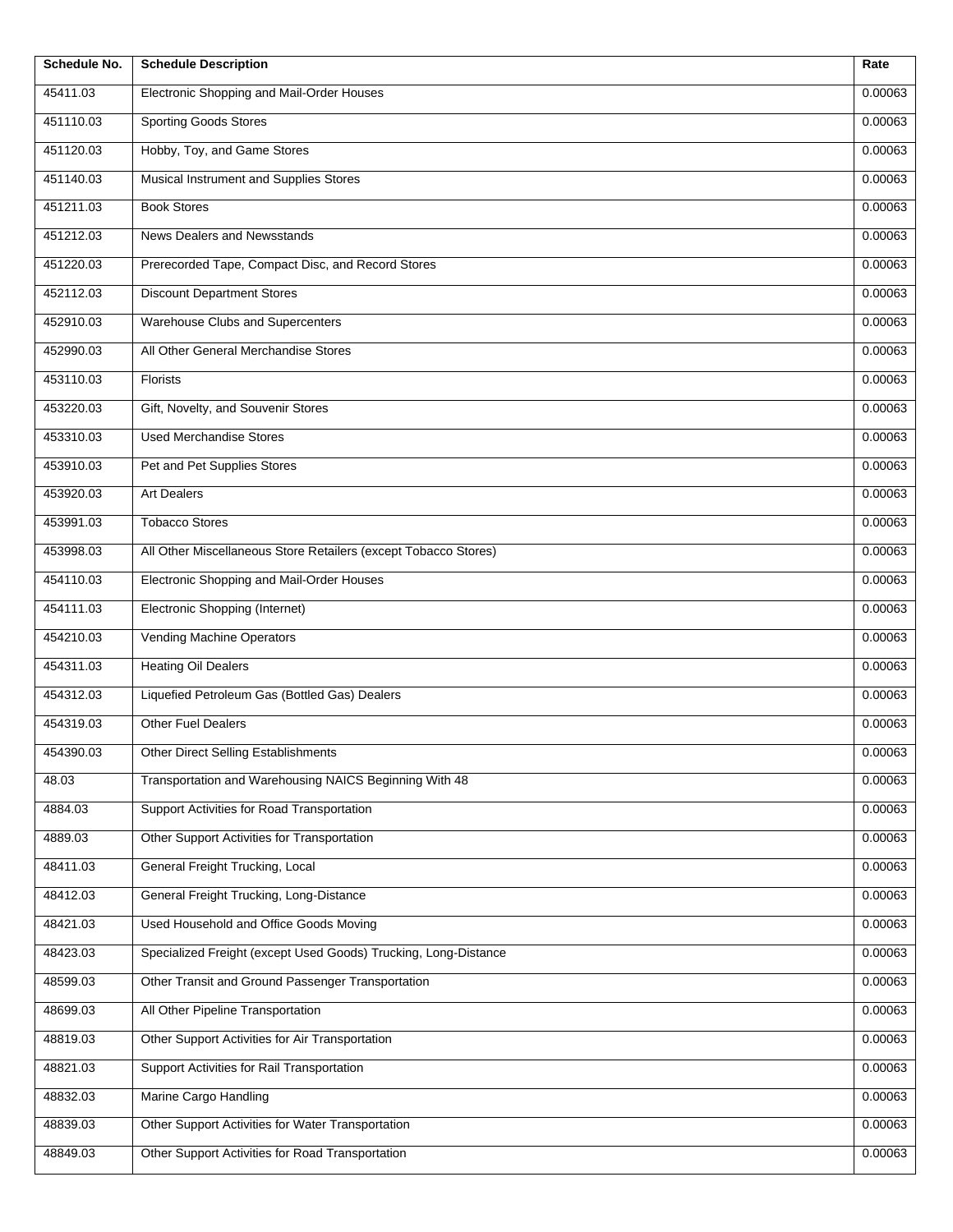| Schedule No. | Schedule Description | Rate |
| --- | --- | --- |
| 45411.03 | Electronic Shopping and Mail-Order Houses | 0.00063 |
| 451110.03 | Sporting Goods Stores | 0.00063 |
| 451120.03 | Hobby, Toy, and Game Stores | 0.00063 |
| 451140.03 | Musical Instrument and Supplies Stores | 0.00063 |
| 451211.03 | Book Stores | 0.00063 |
| 451212.03 | News Dealers and Newsstands | 0.00063 |
| 451220.03 | Prerecorded Tape, Compact Disc, and Record Stores | 0.00063 |
| 452112.03 | Discount Department Stores | 0.00063 |
| 452910.03 | Warehouse Clubs and Supercenters | 0.00063 |
| 452990.03 | All Other General Merchandise Stores | 0.00063 |
| 453110.03 | Florists | 0.00063 |
| 453220.03 | Gift, Novelty, and Souvenir Stores | 0.00063 |
| 453310.03 | Used Merchandise Stores | 0.00063 |
| 453910.03 | Pet and Pet Supplies Stores | 0.00063 |
| 453920.03 | Art Dealers | 0.00063 |
| 453991.03 | Tobacco Stores | 0.00063 |
| 453998.03 | All Other Miscellaneous Store Retailers (except Tobacco Stores) | 0.00063 |
| 454110.03 | Electronic Shopping and Mail-Order Houses | 0.00063 |
| 454111.03 | Electronic Shopping (Internet) | 0.00063 |
| 454210.03 | Vending Machine Operators | 0.00063 |
| 454311.03 | Heating Oil Dealers | 0.00063 |
| 454312.03 | Liquefied Petroleum Gas (Bottled Gas) Dealers | 0.00063 |
| 454319.03 | Other Fuel Dealers | 0.00063 |
| 454390.03 | Other Direct Selling Establishments | 0.00063 |
| 48.03 | Transportation and Warehousing NAICS Beginning With 48 | 0.00063 |
| 4884.03 | Support Activities for Road Transportation | 0.00063 |
| 4889.03 | Other Support Activities for Transportation | 0.00063 |
| 48411.03 | General Freight Trucking, Local | 0.00063 |
| 48412.03 | General Freight Trucking, Long-Distance | 0.00063 |
| 48421.03 | Used Household and Office Goods Moving | 0.00063 |
| 48423.03 | Specialized Freight (except Used Goods) Trucking, Long-Distance | 0.00063 |
| 48599.03 | Other Transit and Ground Passenger Transportation | 0.00063 |
| 48699.03 | All Other Pipeline Transportation | 0.00063 |
| 48819.03 | Other Support Activities for Air Transportation | 0.00063 |
| 48821.03 | Support Activities for Rail Transportation | 0.00063 |
| 48832.03 | Marine Cargo Handling | 0.00063 |
| 48839.03 | Other Support Activities for Water Transportation | 0.00063 |
| 48849.03 | Other Support Activities for Road Transportation | 0.00063 |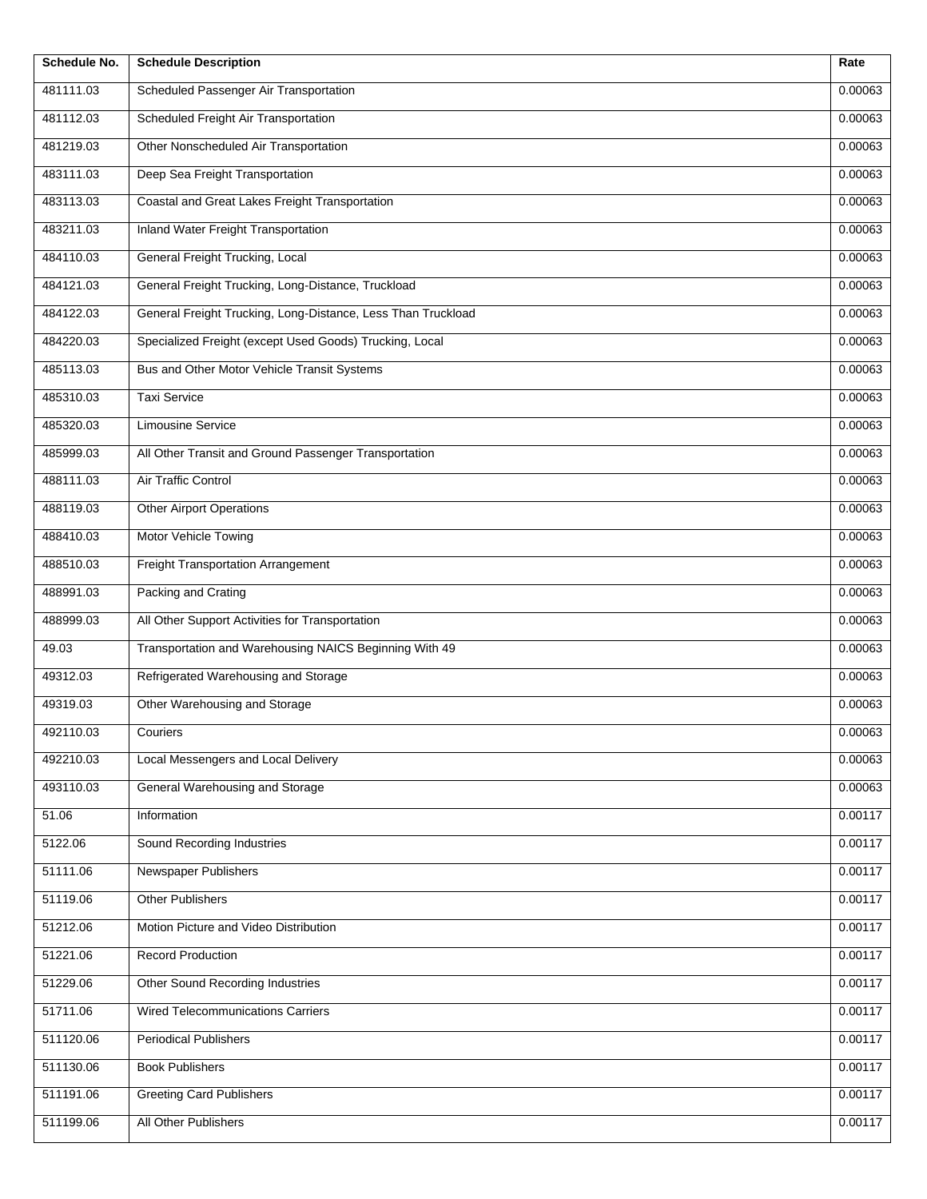| Schedule No. | Schedule Description | Rate |
|---|---|---|
| 481111.03 | Scheduled Passenger Air Transportation | 0.00063 |
| 481112.03 | Scheduled Freight Air Transportation | 0.00063 |
| 481219.03 | Other Nonscheduled Air Transportation | 0.00063 |
| 483111.03 | Deep Sea Freight Transportation | 0.00063 |
| 483113.03 | Coastal and Great Lakes Freight Transportation | 0.00063 |
| 483211.03 | Inland Water Freight Transportation | 0.00063 |
| 484110.03 | General Freight Trucking, Local | 0.00063 |
| 484121.03 | General Freight Trucking, Long-Distance, Truckload | 0.00063 |
| 484122.03 | General Freight Trucking, Long-Distance, Less Than Truckload | 0.00063 |
| 484220.03 | Specialized Freight (except Used Goods) Trucking, Local | 0.00063 |
| 485113.03 | Bus and Other Motor Vehicle Transit Systems | 0.00063 |
| 485310.03 | Taxi Service | 0.00063 |
| 485320.03 | Limousine Service | 0.00063 |
| 485999.03 | All Other Transit and Ground Passenger Transportation | 0.00063 |
| 488111.03 | Air Traffic Control | 0.00063 |
| 488119.03 | Other Airport Operations | 0.00063 |
| 488410.03 | Motor Vehicle Towing | 0.00063 |
| 488510.03 | Freight Transportation Arrangement | 0.00063 |
| 488991.03 | Packing and Crating | 0.00063 |
| 488999.03 | All Other Support Activities for Transportation | 0.00063 |
| 49.03 | Transportation and Warehousing NAICS Beginning With 49 | 0.00063 |
| 49312.03 | Refrigerated Warehousing and Storage | 0.00063 |
| 49319.03 | Other Warehousing and Storage | 0.00063 |
| 492110.03 | Couriers | 0.00063 |
| 492210.03 | Local Messengers and Local Delivery | 0.00063 |
| 493110.03 | General Warehousing and Storage | 0.00063 |
| 51.06 | Information | 0.00117 |
| 5122.06 | Sound Recording Industries | 0.00117 |
| 51111.06 | Newspaper Publishers | 0.00117 |
| 51119.06 | Other Publishers | 0.00117 |
| 51212.06 | Motion Picture and Video Distribution | 0.00117 |
| 51221.06 | Record Production | 0.00117 |
| 51229.06 | Other Sound Recording Industries | 0.00117 |
| 51711.06 | Wired Telecommunications Carriers | 0.00117 |
| 511120.06 | Periodical Publishers | 0.00117 |
| 511130.06 | Book Publishers | 0.00117 |
| 511191.06 | Greeting Card Publishers | 0.00117 |
| 511199.06 | All Other Publishers | 0.00117 |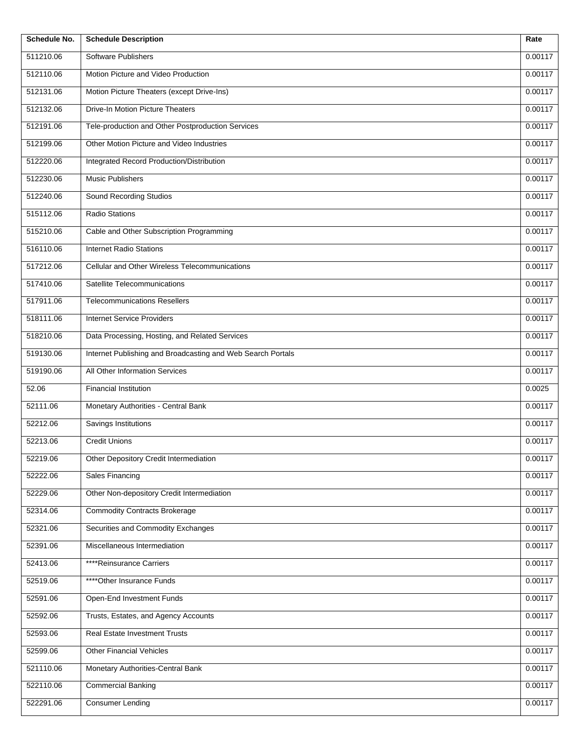| Schedule No. | Schedule Description | Rate |
|---|---|---|
| 511210.06 | Software Publishers | 0.00117 |
| 512110.06 | Motion Picture and Video Production | 0.00117 |
| 512131.06 | Motion Picture Theaters (except Drive-Ins) | 0.00117 |
| 512132.06 | Drive-In Motion Picture Theaters | 0.00117 |
| 512191.06 | Tele-production and Other Postproduction Services | 0.00117 |
| 512199.06 | Other Motion Picture and Video Industries | 0.00117 |
| 512220.06 | Integrated Record Production/Distribution | 0.00117 |
| 512230.06 | Music Publishers | 0.00117 |
| 512240.06 | Sound Recording Studios | 0.00117 |
| 515112.06 | Radio Stations | 0.00117 |
| 515210.06 | Cable and Other Subscription Programming | 0.00117 |
| 516110.06 | Internet Radio Stations | 0.00117 |
| 517212.06 | Cellular and Other Wireless Telecommunications | 0.00117 |
| 517410.06 | Satellite Telecommunications | 0.00117 |
| 517911.06 | Telecommunications Resellers | 0.00117 |
| 518111.06 | Internet Service Providers | 0.00117 |
| 518210.06 | Data Processing, Hosting, and Related Services | 0.00117 |
| 519130.06 | Internet Publishing and Broadcasting and Web Search Portals | 0.00117 |
| 519190.06 | All Other Information Services | 0.00117 |
| 52.06 | Financial Institution | 0.0025 |
| 52111.06 | Monetary Authorities - Central Bank | 0.00117 |
| 52212.06 | Savings Institutions | 0.00117 |
| 52213.06 | Credit Unions | 0.00117 |
| 52219.06 | Other Depository Credit Intermediation | 0.00117 |
| 52222.06 | Sales Financing | 0.00117 |
| 52229.06 | Other Non-depository Credit Intermediation | 0.00117 |
| 52314.06 | Commodity Contracts Brokerage | 0.00117 |
| 52321.06 | Securities and Commodity Exchanges | 0.00117 |
| 52391.06 | Miscellaneous Intermediation | 0.00117 |
| 52413.06 | ****Reinsurance Carriers | 0.00117 |
| 52519.06 | ****Other Insurance Funds | 0.00117 |
| 52591.06 | Open-End Investment Funds | 0.00117 |
| 52592.06 | Trusts, Estates, and Agency Accounts | 0.00117 |
| 52593.06 | Real Estate Investment Trusts | 0.00117 |
| 52599.06 | Other Financial Vehicles | 0.00117 |
| 521110.06 | Monetary Authorities-Central Bank | 0.00117 |
| 522110.06 | Commercial Banking | 0.00117 |
| 522291.06 | Consumer Lending | 0.00117 |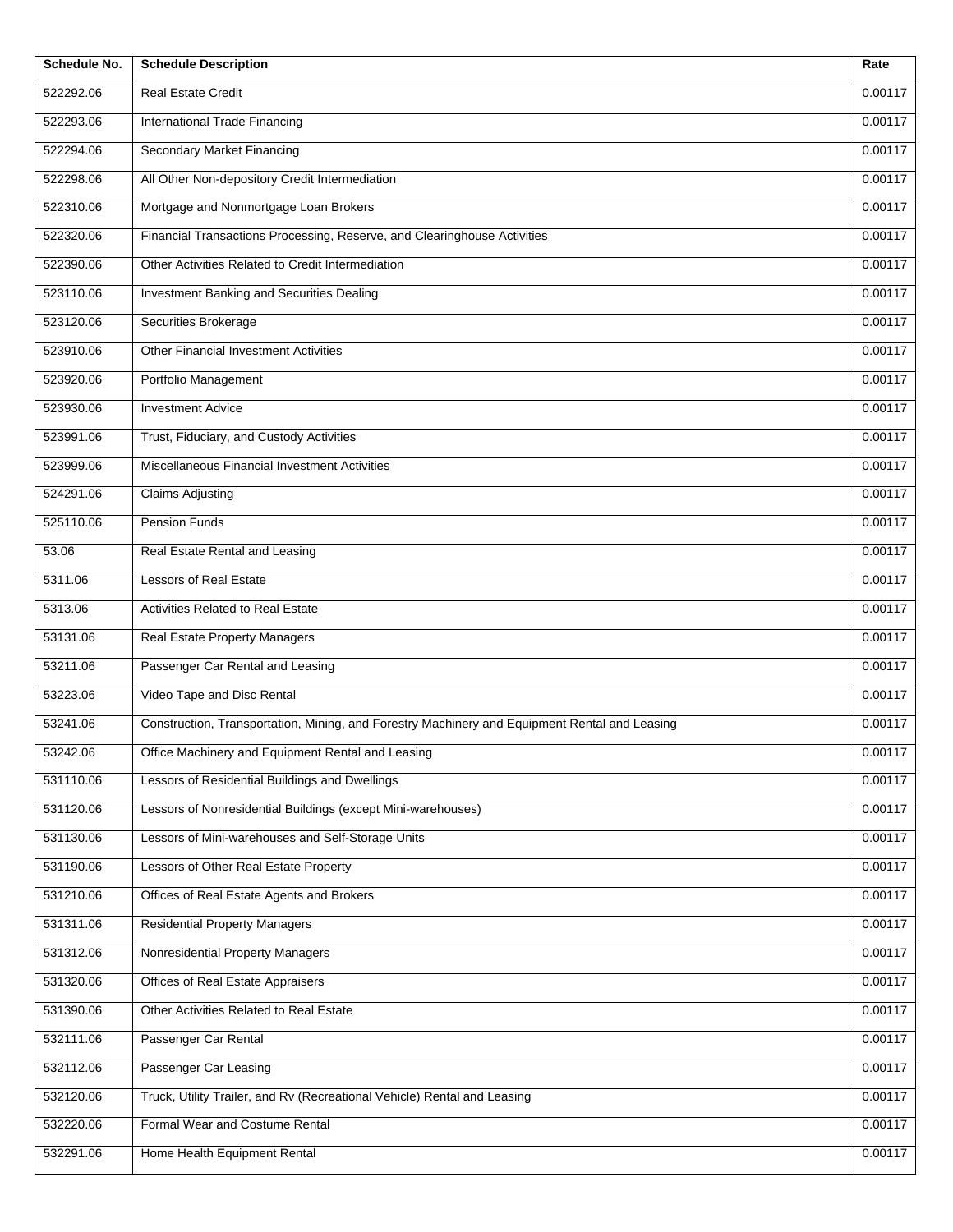| Schedule No. | Schedule Description | Rate |
| --- | --- | --- |
| 522292.06 | Real Estate Credit | 0.00117 |
| 522293.06 | International Trade Financing | 0.00117 |
| 522294.06 | Secondary Market Financing | 0.00117 |
| 522298.06 | All Other Non-depository Credit Intermediation | 0.00117 |
| 522310.06 | Mortgage and Nonmortgage Loan Brokers | 0.00117 |
| 522320.06 | Financial Transactions Processing, Reserve, and Clearinghouse Activities | 0.00117 |
| 522390.06 | Other Activities Related to Credit Intermediation | 0.00117 |
| 523110.06 | Investment Banking and Securities Dealing | 0.00117 |
| 523120.06 | Securities Brokerage | 0.00117 |
| 523910.06 | Other Financial Investment Activities | 0.00117 |
| 523920.06 | Portfolio Management | 0.00117 |
| 523930.06 | Investment Advice | 0.00117 |
| 523991.06 | Trust, Fiduciary, and Custody Activities | 0.00117 |
| 523999.06 | Miscellaneous Financial Investment Activities | 0.00117 |
| 524291.06 | Claims Adjusting | 0.00117 |
| 525110.06 | Pension Funds | 0.00117 |
| 53.06 | Real Estate Rental and Leasing | 0.00117 |
| 5311.06 | Lessors of Real Estate | 0.00117 |
| 5313.06 | Activities Related to Real Estate | 0.00117 |
| 53131.06 | Real Estate Property Managers | 0.00117 |
| 53211.06 | Passenger Car Rental and Leasing | 0.00117 |
| 53223.06 | Video Tape and Disc Rental | 0.00117 |
| 53241.06 | Construction, Transportation, Mining, and Forestry Machinery and Equipment Rental and Leasing | 0.00117 |
| 53242.06 | Office Machinery and Equipment Rental and Leasing | 0.00117 |
| 531110.06 | Lessors of Residential Buildings and Dwellings | 0.00117 |
| 531120.06 | Lessors of Nonresidential Buildings (except Mini-warehouses) | 0.00117 |
| 531130.06 | Lessors of Mini-warehouses and Self-Storage Units | 0.00117 |
| 531190.06 | Lessors of Other Real Estate Property | 0.00117 |
| 531210.06 | Offices of Real Estate Agents and Brokers | 0.00117 |
| 531311.06 | Residential Property Managers | 0.00117 |
| 531312.06 | Nonresidential Property Managers | 0.00117 |
| 531320.06 | Offices of Real Estate Appraisers | 0.00117 |
| 531390.06 | Other Activities Related to Real Estate | 0.00117 |
| 532111.06 | Passenger Car Rental | 0.00117 |
| 532112.06 | Passenger Car Leasing | 0.00117 |
| 532120.06 | Truck, Utility Trailer, and Rv (Recreational Vehicle) Rental and Leasing | 0.00117 |
| 532220.06 | Formal Wear and Costume Rental | 0.00117 |
| 532291.06 | Home Health Equipment Rental | 0.00117 |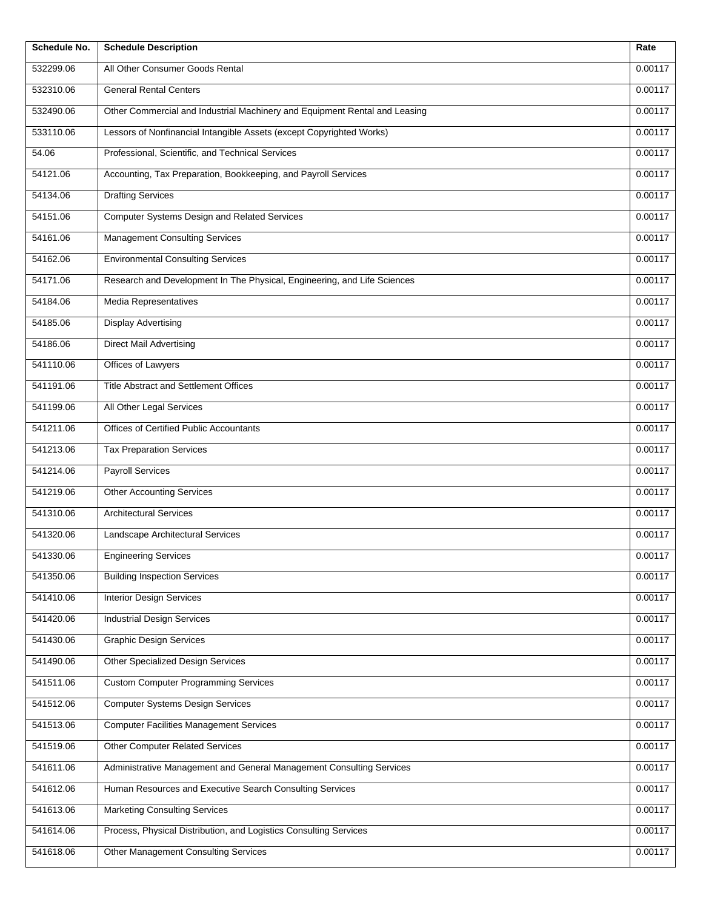| Schedule No. | Schedule Description | Rate |
|---|---|---|
| 532299.06 | All Other Consumer Goods Rental | 0.00117 |
| 532310.06 | General Rental Centers | 0.00117 |
| 532490.06 | Other Commercial and Industrial Machinery and Equipment Rental and Leasing | 0.00117 |
| 533110.06 | Lessors of Nonfinancial Intangible Assets (except Copyrighted Works) | 0.00117 |
| 54.06 | Professional, Scientific, and Technical Services | 0.00117 |
| 54121.06 | Accounting, Tax Preparation, Bookkeeping, and Payroll Services | 0.00117 |
| 54134.06 | Drafting Services | 0.00117 |
| 54151.06 | Computer Systems Design and Related Services | 0.00117 |
| 54161.06 | Management Consulting Services | 0.00117 |
| 54162.06 | Environmental Consulting Services | 0.00117 |
| 54171.06 | Research and Development In The Physical, Engineering, and Life Sciences | 0.00117 |
| 54184.06 | Media Representatives | 0.00117 |
| 54185.06 | Display Advertising | 0.00117 |
| 54186.06 | Direct Mail Advertising | 0.00117 |
| 541110.06 | Offices of Lawyers | 0.00117 |
| 541191.06 | Title Abstract and Settlement Offices | 0.00117 |
| 541199.06 | All Other Legal Services | 0.00117 |
| 541211.06 | Offices of Certified Public Accountants | 0.00117 |
| 541213.06 | Tax Preparation Services | 0.00117 |
| 541214.06 | Payroll Services | 0.00117 |
| 541219.06 | Other Accounting Services | 0.00117 |
| 541310.06 | Architectural Services | 0.00117 |
| 541320.06 | Landscape Architectural Services | 0.00117 |
| 541330.06 | Engineering Services | 0.00117 |
| 541350.06 | Building Inspection Services | 0.00117 |
| 541410.06 | Interior Design Services | 0.00117 |
| 541420.06 | Industrial Design Services | 0.00117 |
| 541430.06 | Graphic Design Services | 0.00117 |
| 541490.06 | Other Specialized Design Services | 0.00117 |
| 541511.06 | Custom Computer Programming Services | 0.00117 |
| 541512.06 | Computer Systems Design Services | 0.00117 |
| 541513.06 | Computer Facilities Management Services | 0.00117 |
| 541519.06 | Other Computer Related Services | 0.00117 |
| 541611.06 | Administrative Management and General Management Consulting Services | 0.00117 |
| 541612.06 | Human Resources and Executive Search Consulting Services | 0.00117 |
| 541613.06 | Marketing Consulting Services | 0.00117 |
| 541614.06 | Process, Physical Distribution, and Logistics Consulting Services | 0.00117 |
| 541618.06 | Other Management Consulting Services | 0.00117 |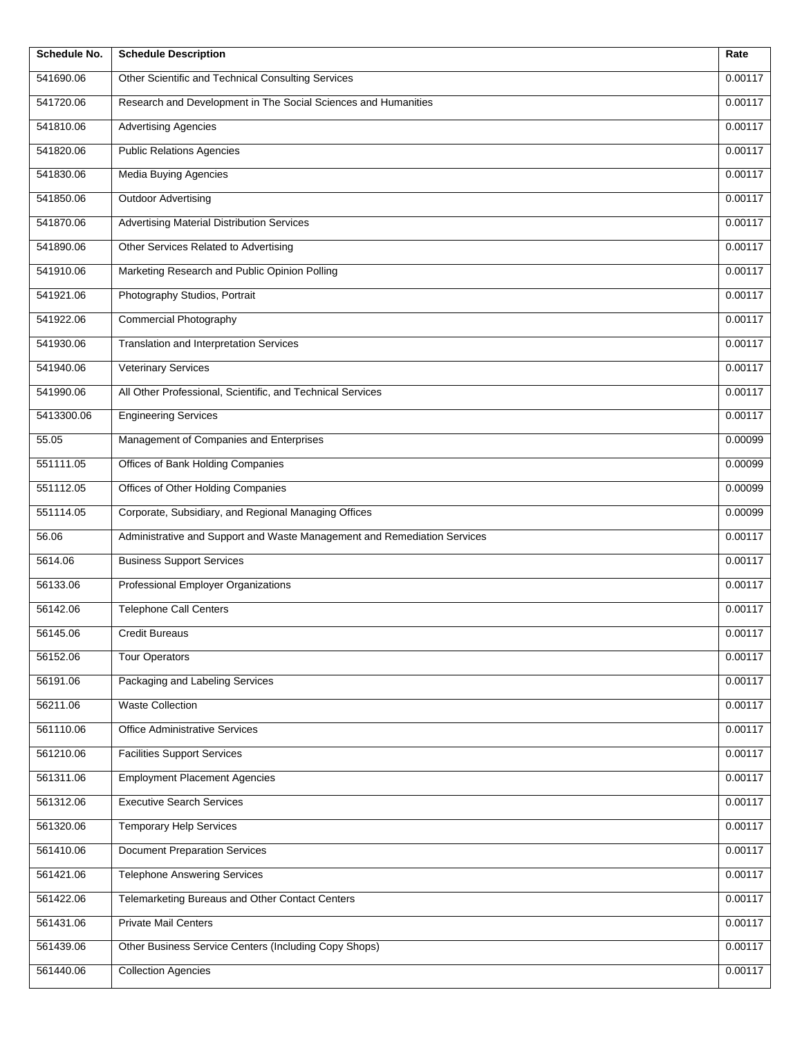| Schedule No. | Schedule Description | Rate |
| --- | --- | --- |
| 541690.06 | Other Scientific and Technical Consulting Services | 0.00117 |
| 541720.06 | Research and Development in The Social Sciences and Humanities | 0.00117 |
| 541810.06 | Advertising Agencies | 0.00117 |
| 541820.06 | Public Relations Agencies | 0.00117 |
| 541830.06 | Media Buying Agencies | 0.00117 |
| 541850.06 | Outdoor Advertising | 0.00117 |
| 541870.06 | Advertising Material Distribution Services | 0.00117 |
| 541890.06 | Other Services Related to Advertising | 0.00117 |
| 541910.06 | Marketing Research and Public Opinion Polling | 0.00117 |
| 541921.06 | Photography Studios, Portrait | 0.00117 |
| 541922.06 | Commercial Photography | 0.00117 |
| 541930.06 | Translation and Interpretation Services | 0.00117 |
| 541940.06 | Veterinary Services | 0.00117 |
| 541990.06 | All Other Professional, Scientific, and Technical Services | 0.00117 |
| 5413300.06 | Engineering Services | 0.00117 |
| 55.05 | Management of Companies and Enterprises | 0.00099 |
| 551111.05 | Offices of Bank Holding Companies | 0.00099 |
| 551112.05 | Offices of Other Holding Companies | 0.00099 |
| 551114.05 | Corporate, Subsidiary, and Regional Managing Offices | 0.00099 |
| 56.06 | Administrative and Support and Waste Management and Remediation Services | 0.00117 |
| 5614.06 | Business Support Services | 0.00117 |
| 56133.06 | Professional Employer Organizations | 0.00117 |
| 56142.06 | Telephone Call Centers | 0.00117 |
| 56145.06 | Credit Bureaus | 0.00117 |
| 56152.06 | Tour Operators | 0.00117 |
| 56191.06 | Packaging and Labeling Services | 0.00117 |
| 56211.06 | Waste Collection | 0.00117 |
| 561110.06 | Office Administrative Services | 0.00117 |
| 561210.06 | Facilities Support Services | 0.00117 |
| 561311.06 | Employment Placement Agencies | 0.00117 |
| 561312.06 | Executive Search Services | 0.00117 |
| 561320.06 | Temporary Help Services | 0.00117 |
| 561410.06 | Document Preparation Services | 0.00117 |
| 561421.06 | Telephone Answering Services | 0.00117 |
| 561422.06 | Telemarketing Bureaus and Other Contact Centers | 0.00117 |
| 561431.06 | Private Mail Centers | 0.00117 |
| 561439.06 | Other Business Service Centers (Including Copy Shops) | 0.00117 |
| 561440.06 | Collection Agencies | 0.00117 |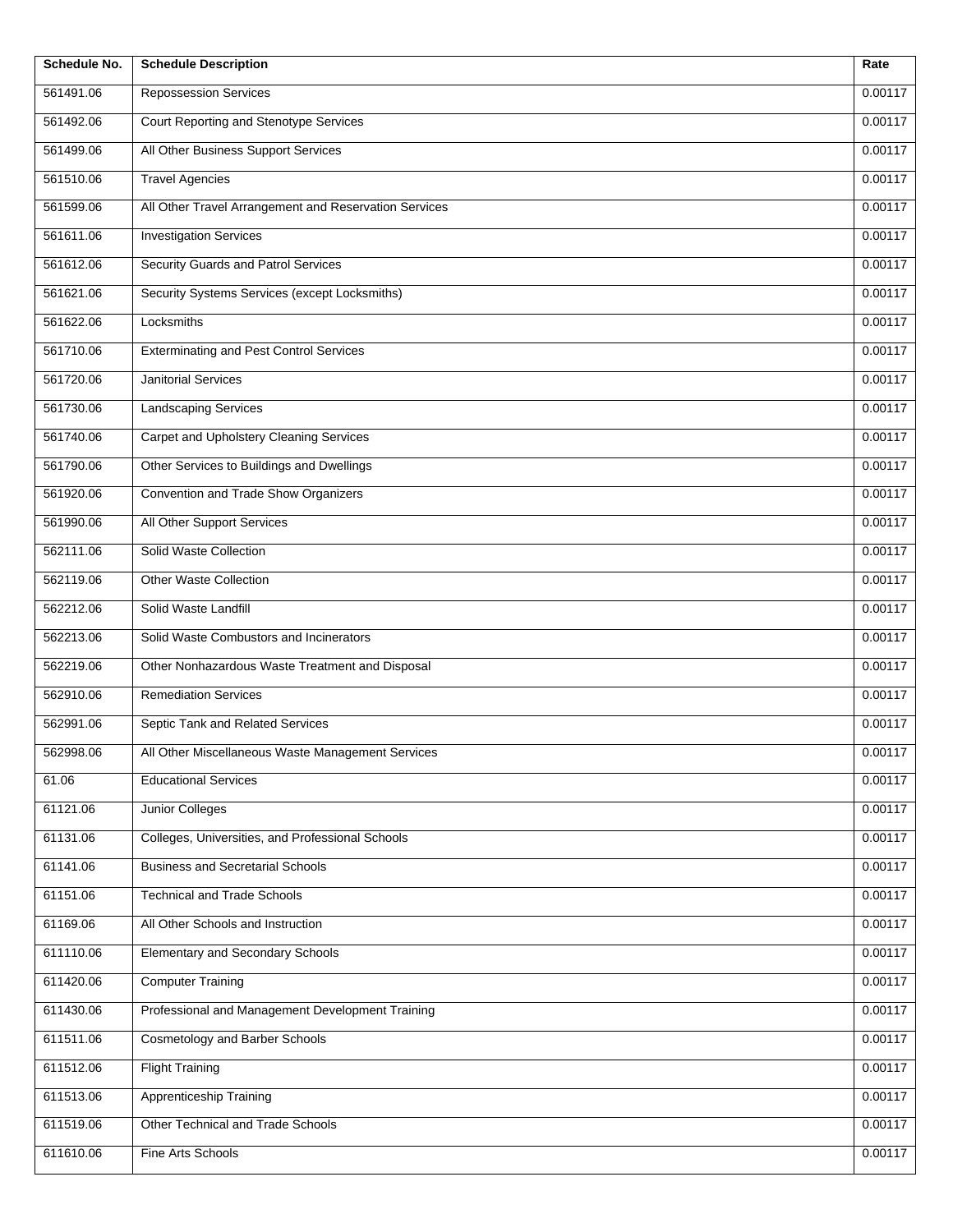| Schedule No. | Schedule Description | Rate |
| --- | --- | --- |
| 561491.06 | Repossession Services | 0.00117 |
| 561492.06 | Court Reporting and Stenotype Services | 0.00117 |
| 561499.06 | All Other Business Support Services | 0.00117 |
| 561510.06 | Travel Agencies | 0.00117 |
| 561599.06 | All Other Travel Arrangement and Reservation Services | 0.00117 |
| 561611.06 | Investigation Services | 0.00117 |
| 561612.06 | Security Guards and Patrol Services | 0.00117 |
| 561621.06 | Security Systems Services (except Locksmiths) | 0.00117 |
| 561622.06 | Locksmiths | 0.00117 |
| 561710.06 | Exterminating and Pest Control Services | 0.00117 |
| 561720.06 | Janitorial Services | 0.00117 |
| 561730.06 | Landscaping Services | 0.00117 |
| 561740.06 | Carpet and Upholstery Cleaning Services | 0.00117 |
| 561790.06 | Other Services to Buildings and Dwellings | 0.00117 |
| 561920.06 | Convention and Trade Show Organizers | 0.00117 |
| 561990.06 | All Other Support Services | 0.00117 |
| 562111.06 | Solid Waste Collection | 0.00117 |
| 562119.06 | Other Waste Collection | 0.00117 |
| 562212.06 | Solid Waste Landfill | 0.00117 |
| 562213.06 | Solid Waste Combustors and Incinerators | 0.00117 |
| 562219.06 | Other Nonhazardous Waste Treatment and Disposal | 0.00117 |
| 562910.06 | Remediation Services | 0.00117 |
| 562991.06 | Septic Tank and Related Services | 0.00117 |
| 562998.06 | All Other Miscellaneous Waste Management Services | 0.00117 |
| 61.06 | Educational Services | 0.00117 |
| 61121.06 | Junior Colleges | 0.00117 |
| 61131.06 | Colleges, Universities, and Professional Schools | 0.00117 |
| 61141.06 | Business and Secretarial Schools | 0.00117 |
| 61151.06 | Technical and Trade Schools | 0.00117 |
| 61169.06 | All Other Schools and Instruction | 0.00117 |
| 611110.06 | Elementary and Secondary Schools | 0.00117 |
| 611420.06 | Computer Training | 0.00117 |
| 611430.06 | Professional and Management Development Training | 0.00117 |
| 611511.06 | Cosmetology and Barber Schools | 0.00117 |
| 611512.06 | Flight Training | 0.00117 |
| 611513.06 | Apprenticeship Training | 0.00117 |
| 611519.06 | Other Technical and Trade Schools | 0.00117 |
| 611610.06 | Fine Arts Schools | 0.00117 |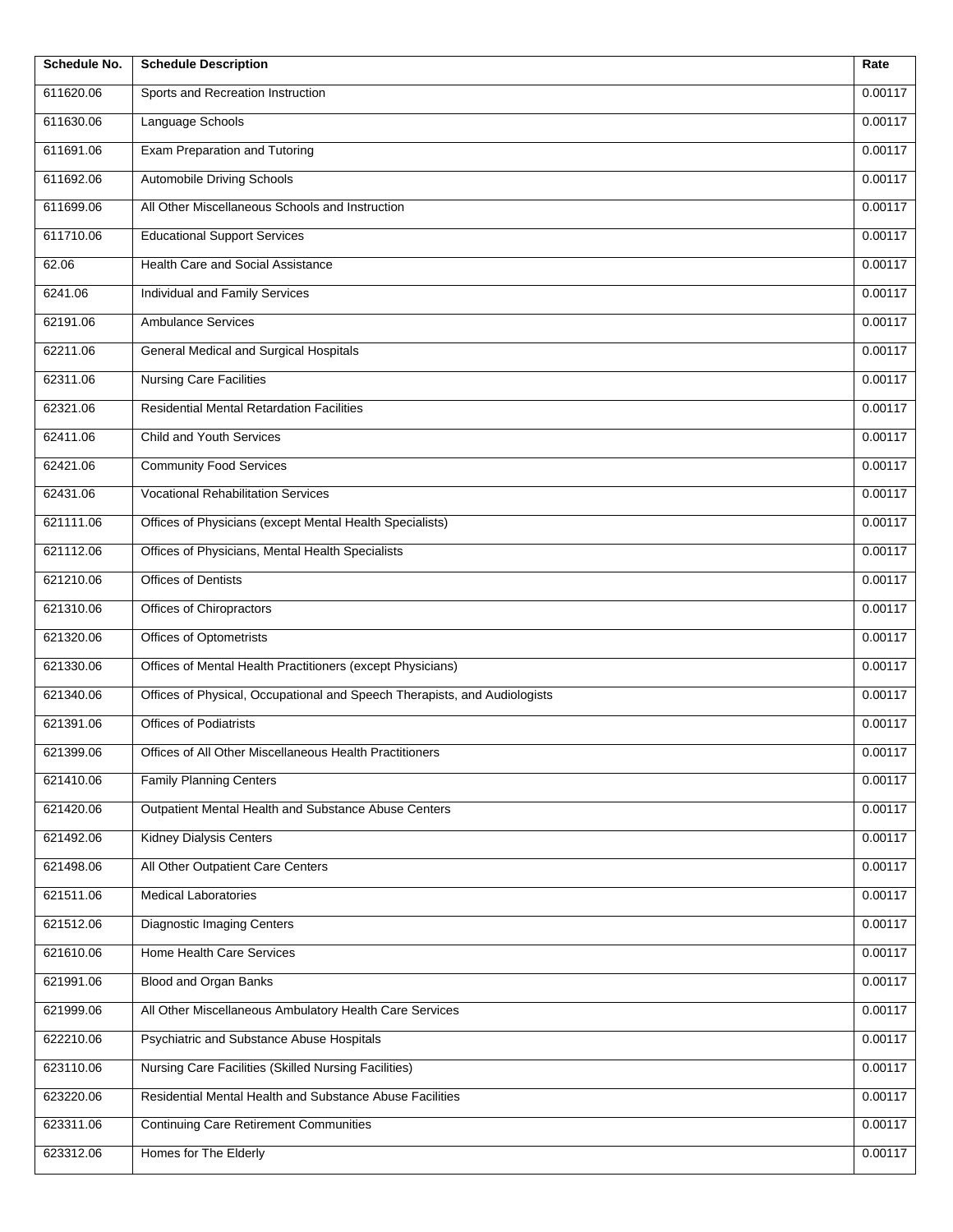| Schedule No. | Schedule Description | Rate |
|---|---|---|
| 611620.06 | Sports and Recreation Instruction | 0.00117 |
| 611630.06 | Language Schools | 0.00117 |
| 611691.06 | Exam Preparation and Tutoring | 0.00117 |
| 611692.06 | Automobile Driving Schools | 0.00117 |
| 611699.06 | All Other Miscellaneous Schools and Instruction | 0.00117 |
| 611710.06 | Educational Support Services | 0.00117 |
| 62.06 | Health Care and Social Assistance | 0.00117 |
| 6241.06 | Individual and Family Services | 0.00117 |
| 62191.06 | Ambulance Services | 0.00117 |
| 62211.06 | General Medical and Surgical Hospitals | 0.00117 |
| 62311.06 | Nursing Care Facilities | 0.00117 |
| 62321.06 | Residential Mental Retardation Facilities | 0.00117 |
| 62411.06 | Child and Youth Services | 0.00117 |
| 62421.06 | Community Food Services | 0.00117 |
| 62431.06 | Vocational Rehabilitation Services | 0.00117 |
| 621111.06 | Offices of Physicians (except Mental Health Specialists) | 0.00117 |
| 621112.06 | Offices of Physicians, Mental Health Specialists | 0.00117 |
| 621210.06 | Offices of Dentists | 0.00117 |
| 621310.06 | Offices of Chiropractors | 0.00117 |
| 621320.06 | Offices of Optometrists | 0.00117 |
| 621330.06 | Offices of Mental Health Practitioners (except Physicians) | 0.00117 |
| 621340.06 | Offices of Physical, Occupational and Speech Therapists, and Audiologists | 0.00117 |
| 621391.06 | Offices of Podiatrists | 0.00117 |
| 621399.06 | Offices of All Other Miscellaneous Health Practitioners | 0.00117 |
| 621410.06 | Family Planning Centers | 0.00117 |
| 621420.06 | Outpatient Mental Health and Substance Abuse Centers | 0.00117 |
| 621492.06 | Kidney Dialysis Centers | 0.00117 |
| 621498.06 | All Other Outpatient Care Centers | 0.00117 |
| 621511.06 | Medical Laboratories | 0.00117 |
| 621512.06 | Diagnostic Imaging Centers | 0.00117 |
| 621610.06 | Home Health Care Services | 0.00117 |
| 621991.06 | Blood and Organ Banks | 0.00117 |
| 621999.06 | All Other Miscellaneous Ambulatory Health Care Services | 0.00117 |
| 622210.06 | Psychiatric and Substance Abuse Hospitals | 0.00117 |
| 623110.06 | Nursing Care Facilities (Skilled Nursing Facilities) | 0.00117 |
| 623220.06 | Residential Mental Health and Substance Abuse Facilities | 0.00117 |
| 623311.06 | Continuing Care Retirement Communities | 0.00117 |
| 623312.06 | Homes for The Elderly | 0.00117 |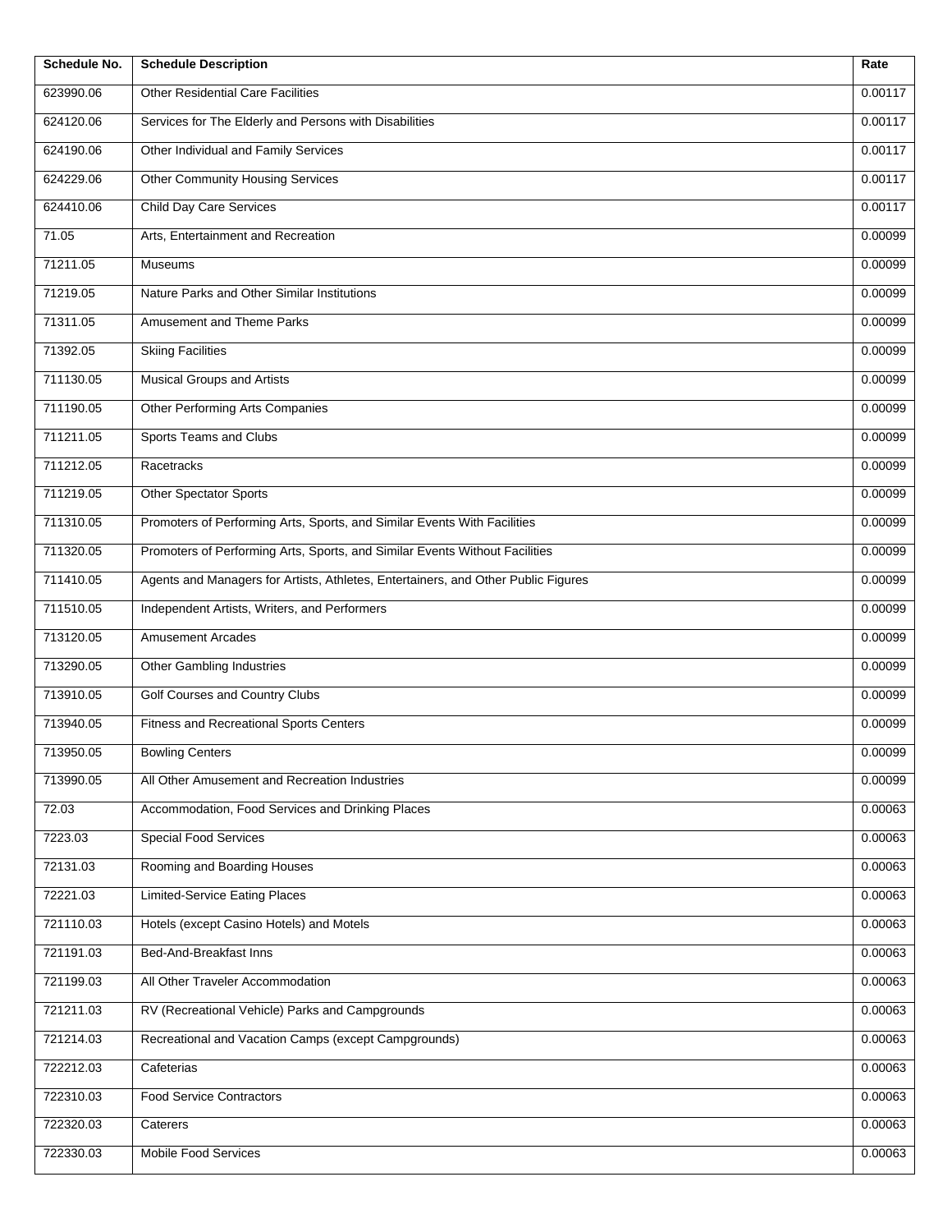| Schedule No. | Schedule Description | Rate |
| --- | --- | --- |
| 623990.06 | Other Residential Care Facilities | 0.00117 |
| 624120.06 | Services for The Elderly and Persons with Disabilities | 0.00117 |
| 624190.06 | Other Individual and Family Services | 0.00117 |
| 624229.06 | Other Community Housing Services | 0.00117 |
| 624410.06 | Child Day Care Services | 0.00117 |
| 71.05 | Arts, Entertainment and Recreation | 0.00099 |
| 71211.05 | Museums | 0.00099 |
| 71219.05 | Nature Parks and Other Similar Institutions | 0.00099 |
| 71311.05 | Amusement and Theme Parks | 0.00099 |
| 71392.05 | Skiing Facilities | 0.00099 |
| 711130.05 | Musical Groups and Artists | 0.00099 |
| 711190.05 | Other Performing Arts Companies | 0.00099 |
| 711211.05 | Sports Teams and Clubs | 0.00099 |
| 711212.05 | Racetracks | 0.00099 |
| 711219.05 | Other Spectator Sports | 0.00099 |
| 711310.05 | Promoters of Performing Arts, Sports, and Similar Events With Facilities | 0.00099 |
| 711320.05 | Promoters of Performing Arts, Sports, and Similar Events Without Facilities | 0.00099 |
| 711410.05 | Agents and Managers for Artists, Athletes, Entertainers, and Other Public Figures | 0.00099 |
| 711510.05 | Independent Artists, Writers, and Performers | 0.00099 |
| 713120.05 | Amusement Arcades | 0.00099 |
| 713290.05 | Other Gambling Industries | 0.00099 |
| 713910.05 | Golf Courses and Country Clubs | 0.00099 |
| 713940.05 | Fitness and Recreational Sports Centers | 0.00099 |
| 713950.05 | Bowling Centers | 0.00099 |
| 713990.05 | All Other Amusement and Recreation Industries | 0.00099 |
| 72.03 | Accommodation, Food Services and Drinking Places | 0.00063 |
| 7223.03 | Special Food Services | 0.00063 |
| 72131.03 | Rooming and Boarding Houses | 0.00063 |
| 72221.03 | Limited-Service Eating Places | 0.00063 |
| 721110.03 | Hotels (except Casino Hotels) and Motels | 0.00063 |
| 721191.03 | Bed-And-Breakfast Inns | 0.00063 |
| 721199.03 | All Other Traveler Accommodation | 0.00063 |
| 721211.03 | RV (Recreational Vehicle) Parks and Campgrounds | 0.00063 |
| 721214.03 | Recreational and Vacation Camps (except Campgrounds) | 0.00063 |
| 722212.03 | Cafeterias | 0.00063 |
| 722310.03 | Food Service Contractors | 0.00063 |
| 722320.03 | Caterers | 0.00063 |
| 722330.03 | Mobile Food Services | 0.00063 |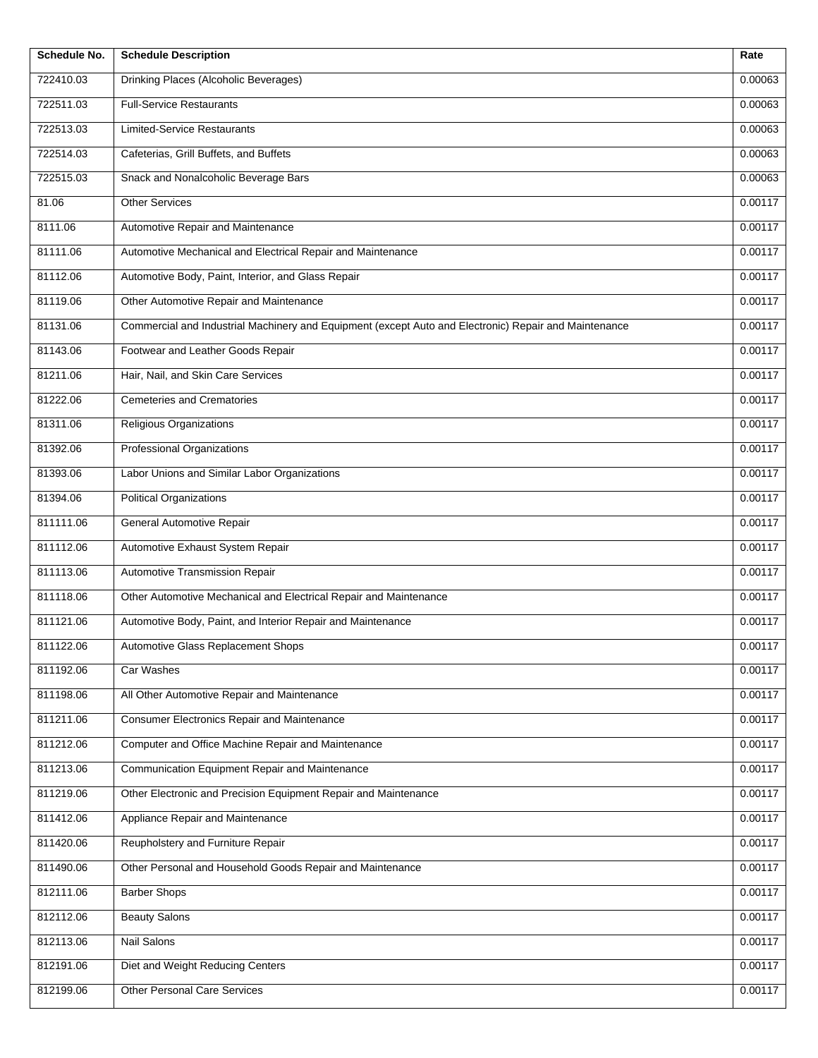| Schedule No. | Schedule Description | Rate |
|---|---|---|
| 722410.03 | Drinking Places (Alcoholic Beverages) | 0.00063 |
| 722511.03 | Full-Service Restaurants | 0.00063 |
| 722513.03 | Limited-Service Restaurants | 0.00063 |
| 722514.03 | Cafeterias, Grill Buffets, and Buffets | 0.00063 |
| 722515.03 | Snack and Nonalcoholic Beverage Bars | 0.00063 |
| 81.06 | Other Services | 0.00117 |
| 8111.06 | Automotive Repair and Maintenance | 0.00117 |
| 81111.06 | Automotive Mechanical and Electrical Repair and Maintenance | 0.00117 |
| 81112.06 | Automotive Body, Paint, Interior, and Glass Repair | 0.00117 |
| 81119.06 | Other Automotive Repair and Maintenance | 0.00117 |
| 81131.06 | Commercial and Industrial Machinery and Equipment (except Auto and Electronic) Repair and Maintenance | 0.00117 |
| 81143.06 | Footwear and Leather Goods Repair | 0.00117 |
| 81211.06 | Hair, Nail, and Skin Care Services | 0.00117 |
| 81222.06 | Cemeteries and Crematories | 0.00117 |
| 81311.06 | Religious Organizations | 0.00117 |
| 81392.06 | Professional Organizations | 0.00117 |
| 81393.06 | Labor Unions and Similar Labor Organizations | 0.00117 |
| 81394.06 | Political Organizations | 0.00117 |
| 811111.06 | General Automotive Repair | 0.00117 |
| 811112.06 | Automotive Exhaust System Repair | 0.00117 |
| 811113.06 | Automotive Transmission Repair | 0.00117 |
| 811118.06 | Other Automotive Mechanical and Electrical Repair and Maintenance | 0.00117 |
| 811121.06 | Automotive Body, Paint, and Interior Repair and Maintenance | 0.00117 |
| 811122.06 | Automotive Glass Replacement Shops | 0.00117 |
| 811192.06 | Car Washes | 0.00117 |
| 811198.06 | All Other Automotive Repair and Maintenance | 0.00117 |
| 811211.06 | Consumer Electronics Repair and Maintenance | 0.00117 |
| 811212.06 | Computer and Office Machine Repair and Maintenance | 0.00117 |
| 811213.06 | Communication Equipment Repair and Maintenance | 0.00117 |
| 811219.06 | Other Electronic and Precision Equipment Repair and Maintenance | 0.00117 |
| 811412.06 | Appliance Repair and Maintenance | 0.00117 |
| 811420.06 | Reupholstery and Furniture Repair | 0.00117 |
| 811490.06 | Other Personal and Household Goods Repair and Maintenance | 0.00117 |
| 812111.06 | Barber Shops | 0.00117 |
| 812112.06 | Beauty Salons | 0.00117 |
| 812113.06 | Nail Salons | 0.00117 |
| 812191.06 | Diet and Weight Reducing Centers | 0.00117 |
| 812199.06 | Other Personal Care Services | 0.00117 |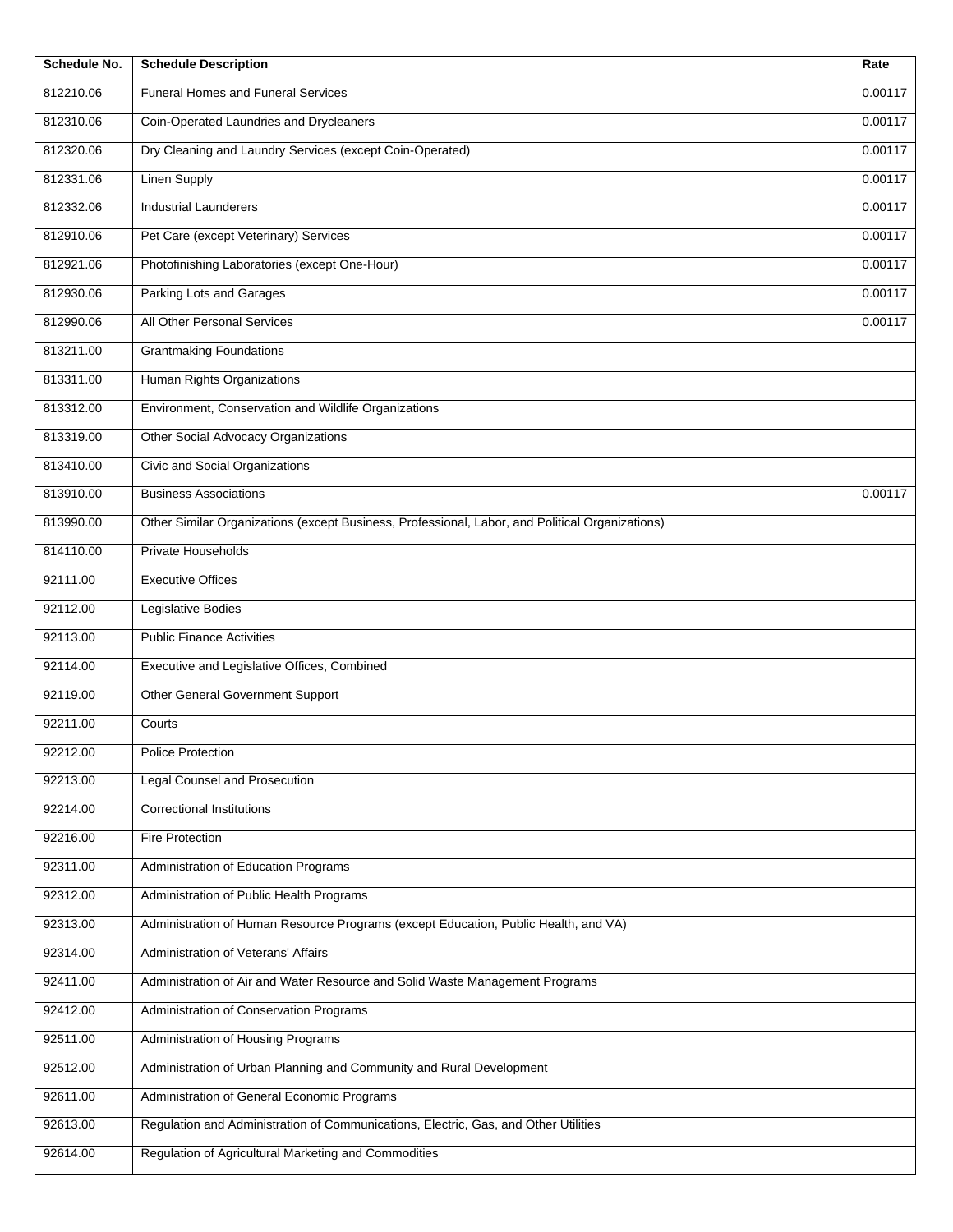| Schedule No. | Schedule Description | Rate |
| --- | --- | --- |
| 812210.06 | Funeral Homes and Funeral Services | 0.00117 |
| 812310.06 | Coin-Operated Laundries and Drycleaners | 0.00117 |
| 812320.06 | Dry Cleaning and Laundry Services (except Coin-Operated) | 0.00117 |
| 812331.06 | Linen Supply | 0.00117 |
| 812332.06 | Industrial Launderers | 0.00117 |
| 812910.06 | Pet Care (except Veterinary) Services | 0.00117 |
| 812921.06 | Photofinishing Laboratories (except One-Hour) | 0.00117 |
| 812930.06 | Parking Lots and Garages | 0.00117 |
| 812990.06 | All Other Personal Services | 0.00117 |
| 813211.00 | Grantmaking Foundations | |
| 813311.00 | Human Rights Organizations | |
| 813312.00 | Environment, Conservation and Wildlife Organizations | |
| 813319.00 | Other Social Advocacy Organizations | |
| 813410.00 | Civic and Social Organizations | |
| 813910.00 | Business Associations | 0.00117 |
| 813990.00 | Other Similar Organizations (except Business, Professional, Labor, and Political Organizations) | |
| 814110.00 | Private Households | |
| 92111.00 | Executive Offices | |
| 92112.00 | Legislative Bodies | |
| 92113.00 | Public Finance Activities | |
| 92114.00 | Executive and Legislative Offices, Combined | |
| 92119.00 | Other General Government Support | |
| 92211.00 | Courts | |
| 92212.00 | Police Protection | |
| 92213.00 | Legal Counsel and Prosecution | |
| 92214.00 | Correctional Institutions | |
| 92216.00 | Fire Protection | |
| 92311.00 | Administration of Education Programs | |
| 92312.00 | Administration of Public Health Programs | |
| 92313.00 | Administration of Human Resource Programs (except Education, Public Health, and VA) | |
| 92314.00 | Administration of Veterans' Affairs | |
| 92411.00 | Administration of Air and Water Resource and Solid Waste Management Programs | |
| 92412.00 | Administration of Conservation Programs | |
| 92511.00 | Administration of Housing Programs | |
| 92512.00 | Administration of Urban Planning and Community and Rural Development | |
| 92611.00 | Administration of General Economic Programs | |
| 92613.00 | Regulation and Administration of Communications, Electric, Gas, and Other Utilities | |
| 92614.00 | Regulation of Agricultural Marketing and Commodities | |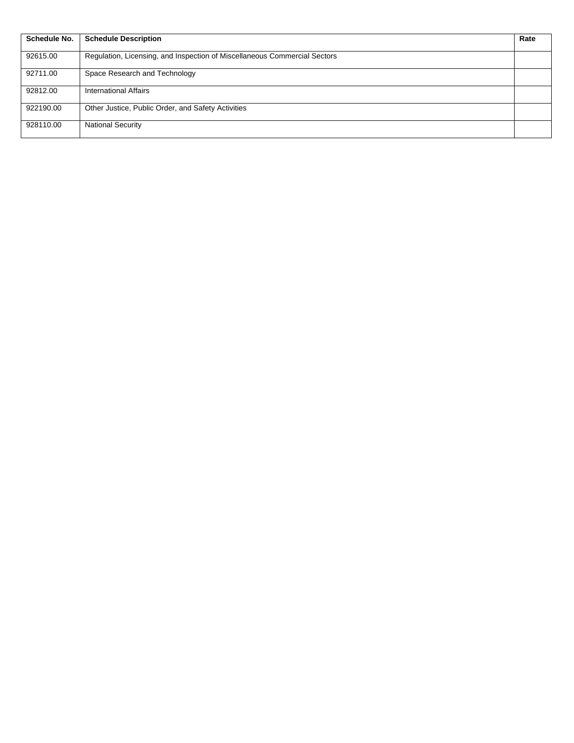| Schedule No. | Schedule Description | Rate |
| --- | --- | --- |
| 92615.00 | Regulation, Licensing, and Inspection of Miscellaneous Commercial Sectors | |
| 92711.00 | Space Research and Technology | |
| 92812.00 | International Affairs | |
| 922190.00 | Other Justice, Public Order, and Safety Activities | |
| 928110.00 | National Security | |